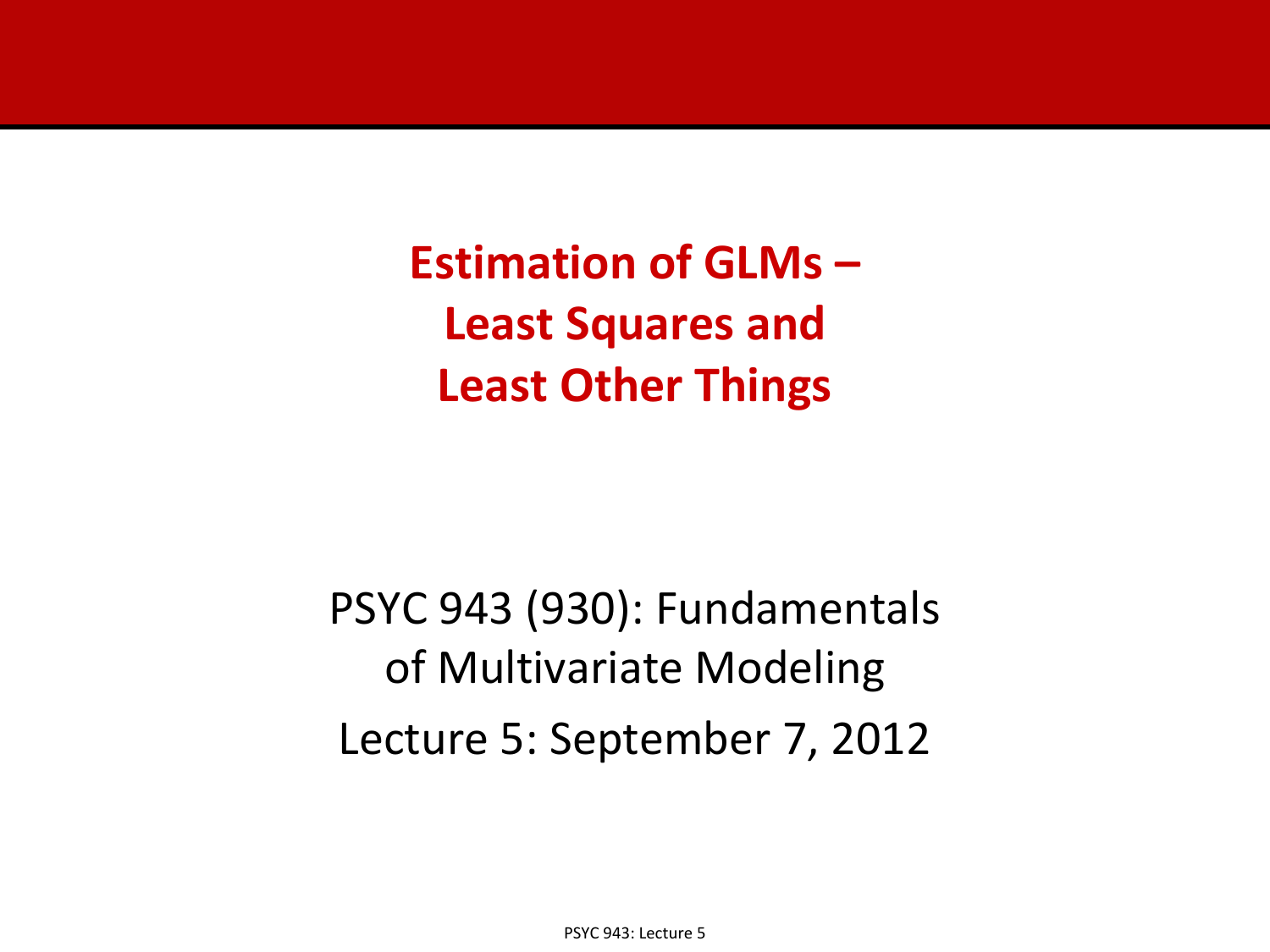# Estimation of GLMs – Least Squares and Least Other Things

PSYC 943 (930): Fundamentals of Multivariate Modeling

Lecture 5: September 7, 2012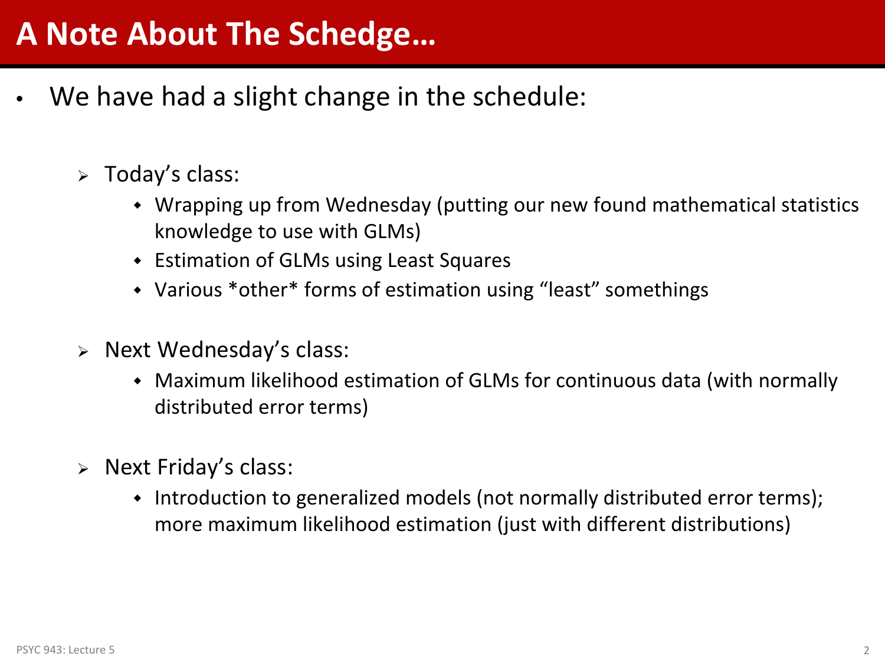# A Note About The Schedge…

- We have had a slight change in the schedule:
  - Today's class:
    - Wrapping up from Wednesday (putting our new found mathematical statistics knowledge to use with GLMs)
    - Estimation of GLMs using Least Squares
    - Various *other* forms of estimation using "least" somethings
  - Next Wednesday's class:
    - Maximum likelihood estimation of GLMs for continuous data (with normally distributed error terms)
  - Next Friday's class:
    - Introduction to generalized models (not normally distributed error terms); more maximum likelihood estimation (just with different distributions)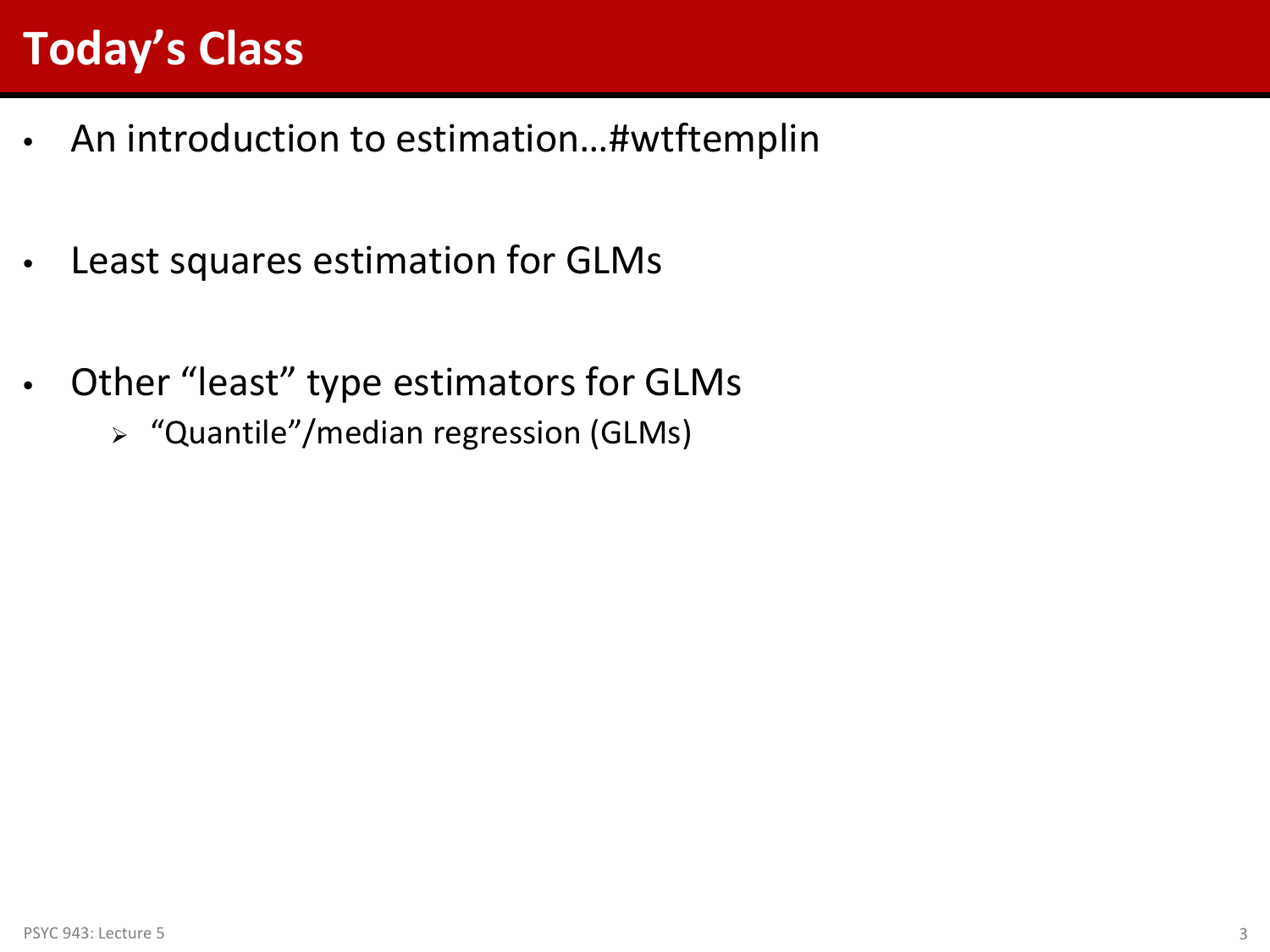# Today's Class

- An introduction to estimation…#wtftemplin
- Least squares estimation for GLMs
- Other "least" type estimators for GLMs
  - "Quantile"/median regression (GLMs)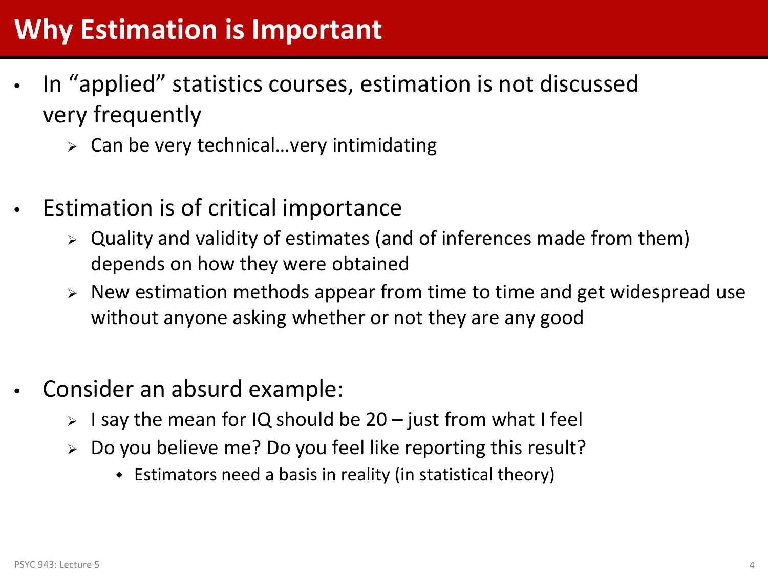# Why Estimation is Important

- In “applied” statistics courses, estimation is not discussed very frequently
  - Can be very technical…very intimidating

- Estimation is of critical importance
  - Quality and validity of estimates (and of inferences made from them) depends on how they were obtained
  - New estimation methods appear from time to time and get widespread use without anyone asking whether or not they are any good

- Consider an absurd example:
  - I say the mean for IQ should be 20 – just from what I feel
  - Do you believe me? Do you feel like reporting this result?
    - Estimators need a basis in reality (in statistical theory)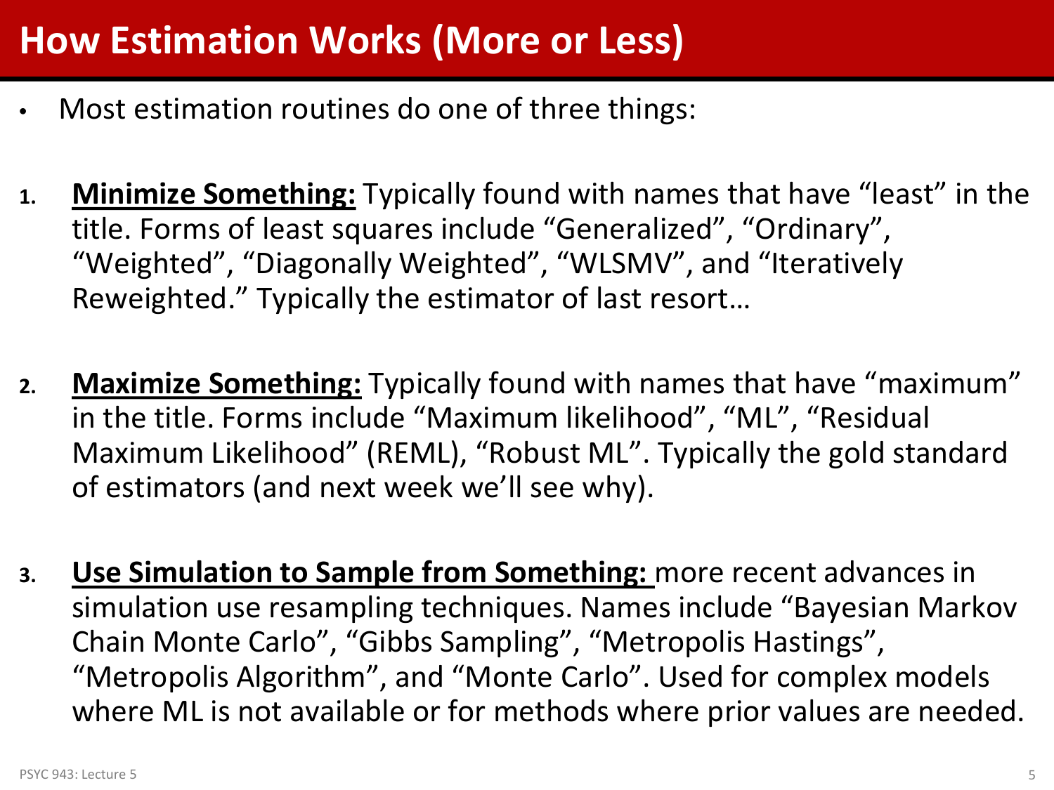# How Estimation Works (More or Less)

- Most estimation routines do one of three things:

1. **<u>Minimize Something:</u>** Typically found with names that have "least" in the title. Forms of least squares include "Generalized", "Ordinary", "Weighted", "Diagonally Weighted", "WLSMV", and "Iteratively Reweighted." Typically the estimator of last resort…

2. **<u>Maximize Something:</u>** Typically found with names that have "maximum" in the title. Forms include "Maximum likelihood", "ML", "Residual Maximum Likelihood" (REML), "Robust ML". Typically the gold standard of estimators (and next week we'll see why).

3. **<u>Use Simulation to Sample from Something:</u>** more recent advances in simulation use resampling techniques. Names include "Bayesian Markov Chain Monte Carlo", "Gibbs Sampling", "Metropolis Hastings", "Metropolis Algorithm", and "Monte Carlo". Used for complex models where ML is not available or for methods where prior values are needed.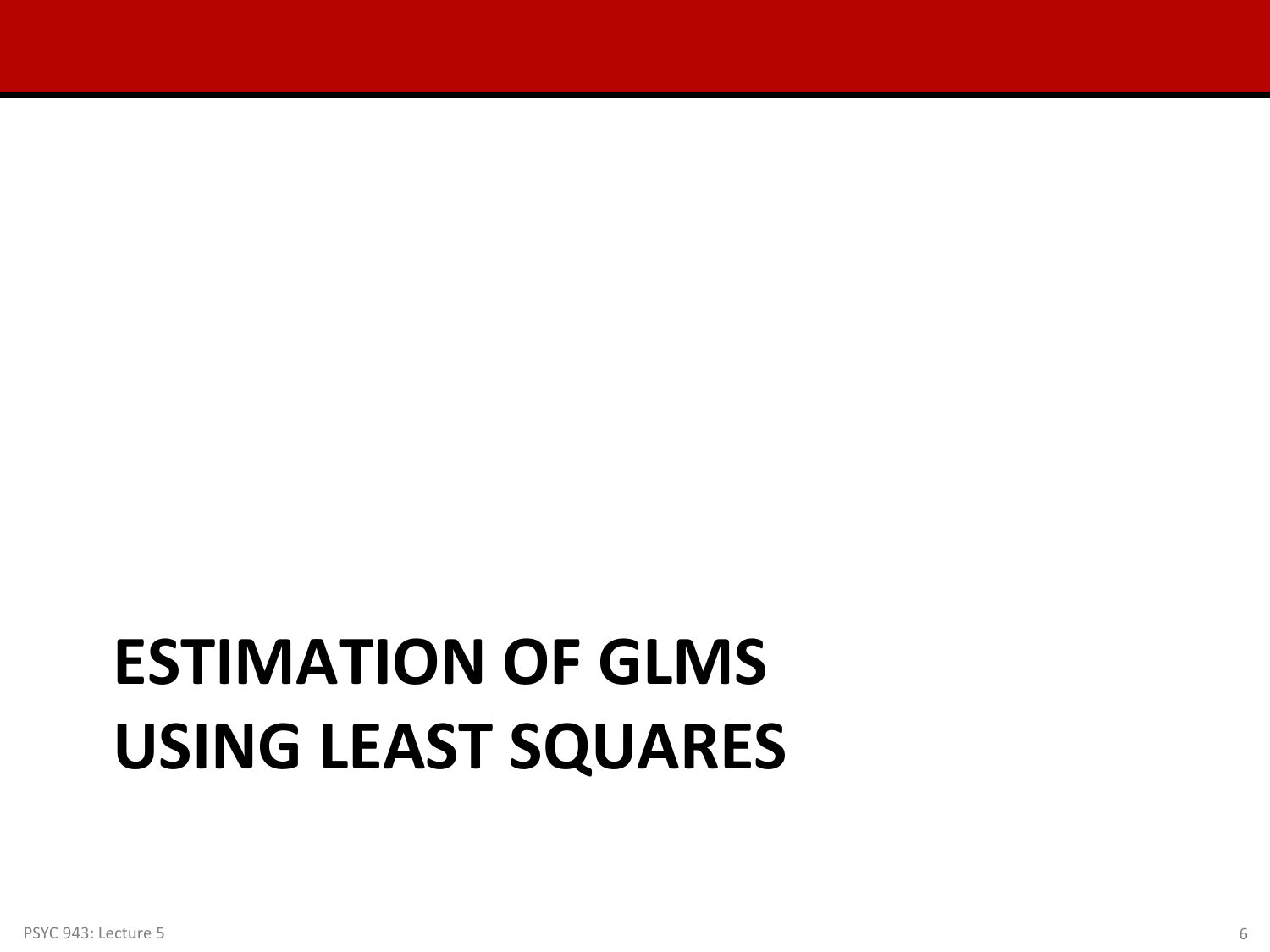# ESTIMATION OF GLMS USING LEAST SQUARES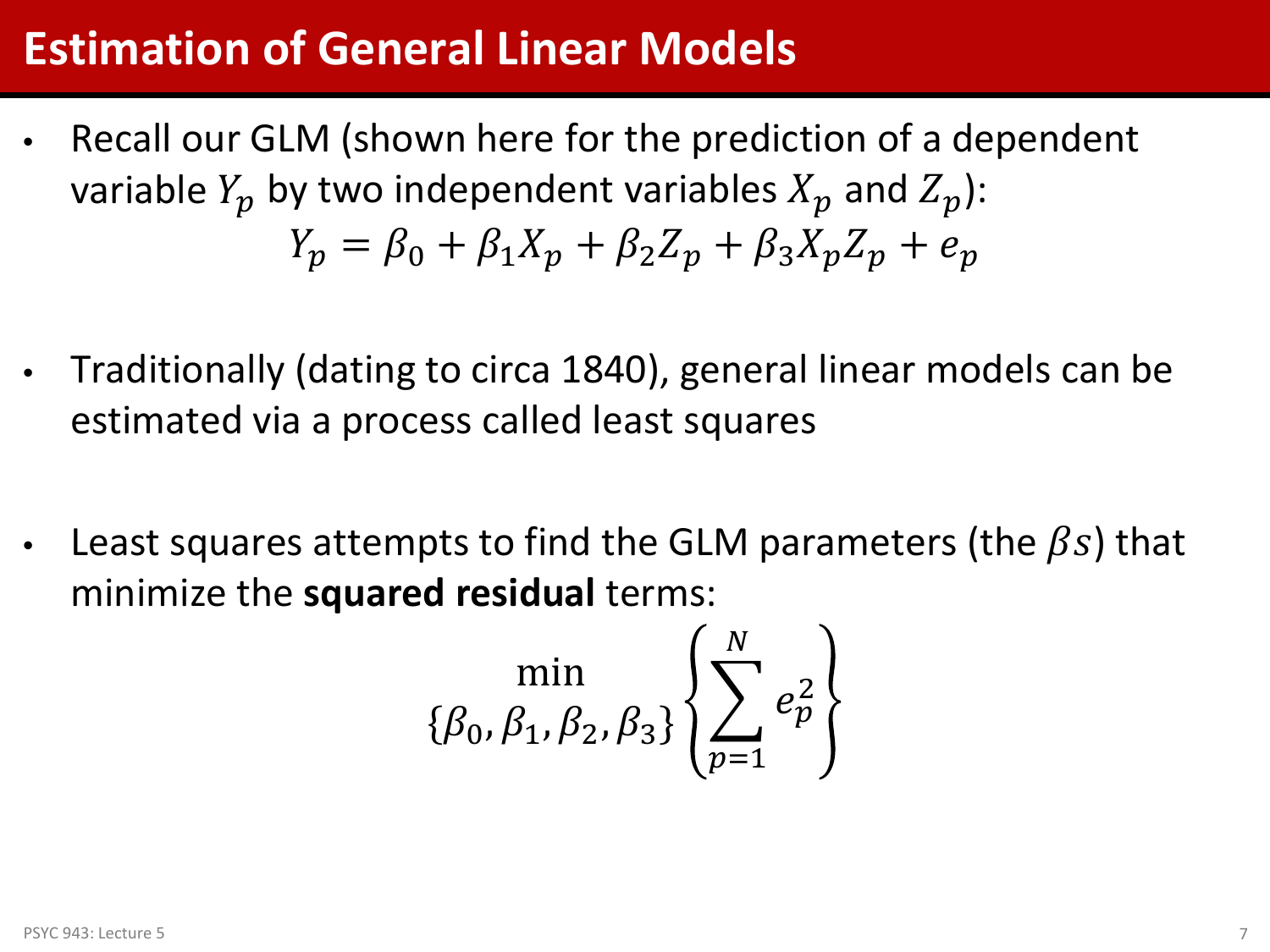# Estimation of General Linear Models

- Recall our GLM (shown here for the prediction of a dependent variable $Y_p$ by two independent variables $X_p$ and $Z_p$):

$$Y_p = \beta_0 + \beta_1 X_p + \beta_2 Z_p + \beta_3 X_p Z_p + e_p$$

- Traditionally (dating to circa 1840), general linear models can be estimated via a process called least squares

- Least squares attempts to find the GLM parameters (the $\beta s$) that minimize the **squared residual** terms:

$$\min_{\{\beta_0, \beta_1, \beta_2, \beta_3\}} \left\{ \sum_{p=1}^{N} e_p^2 \right\}$$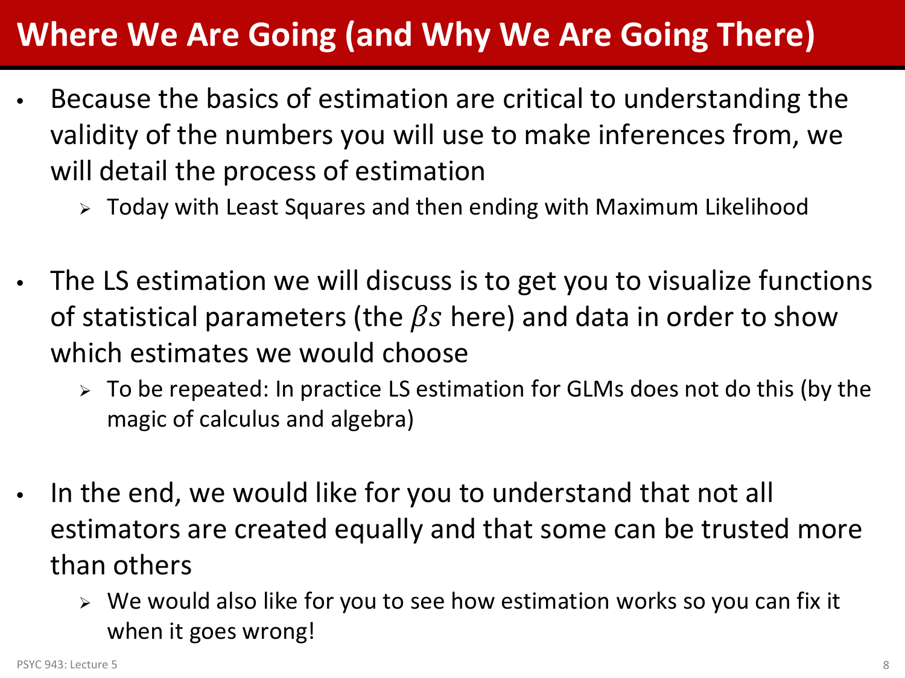# Where We Are Going (and Why We Are Going There)

- Because the basics of estimation are critical to understanding the validity of the numbers you will use to make inferences from, we will detail the process of estimation
  - Today with Least Squares and then ending with Maximum Likelihood

- The LS estimation we will discuss is to get you to visualize functions of statistical parameters (the $\beta s$ here) and data in order to show which estimates we would choose
  - To be repeated: In practice LS estimation for GLMs does not do this (by the magic of calculus and algebra)

- In the end, we would like for you to understand that not all estimators are created equally and that some can be trusted more than others
  - We would also like for you to see how estimation works so you can fix it when it goes wrong!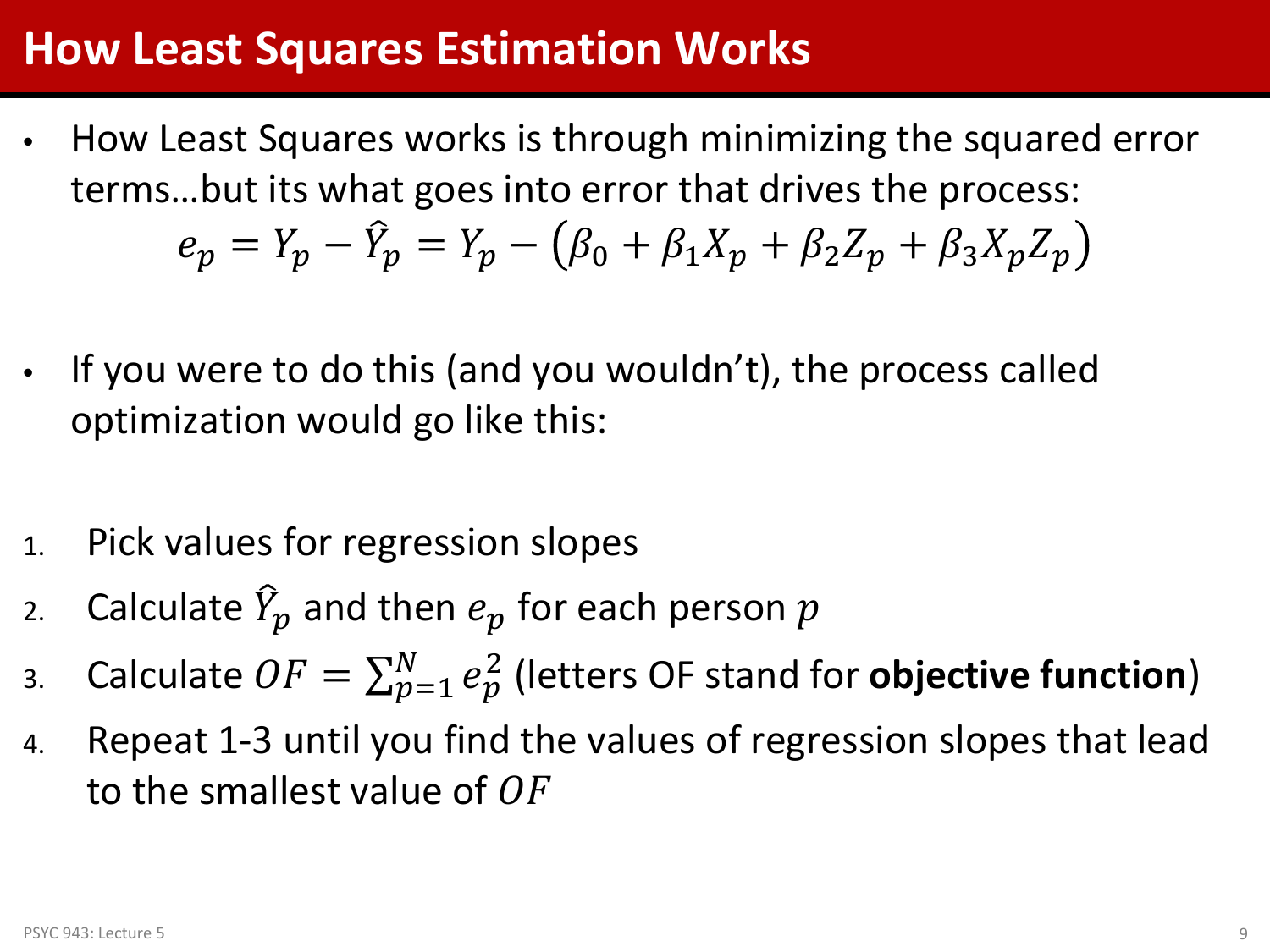# How Least Squares Estimation Works

- How Least Squares works is through minimizing the squared error terms…but its what goes into error that drives the process:

$$e_p = Y_p - \hat{Y}_p = Y_p - \left(\beta_0 + \beta_1 X_p + \beta_2 Z_p + \beta_3 X_p Z_p\right)$$

- If you were to do this (and you wouldn't), the process called optimization would go like this:

1. Pick values for regression slopes
2. Calculate $\hat{Y}_p$ and then $e_p$ for each person $p$
3. Calculate $OF = \sum_{p=1}^{N} e_p^2$ (letters OF stand for **objective function**)
4. Repeat 1-3 until you find the values of regression slopes that lead to the smallest value of $OF$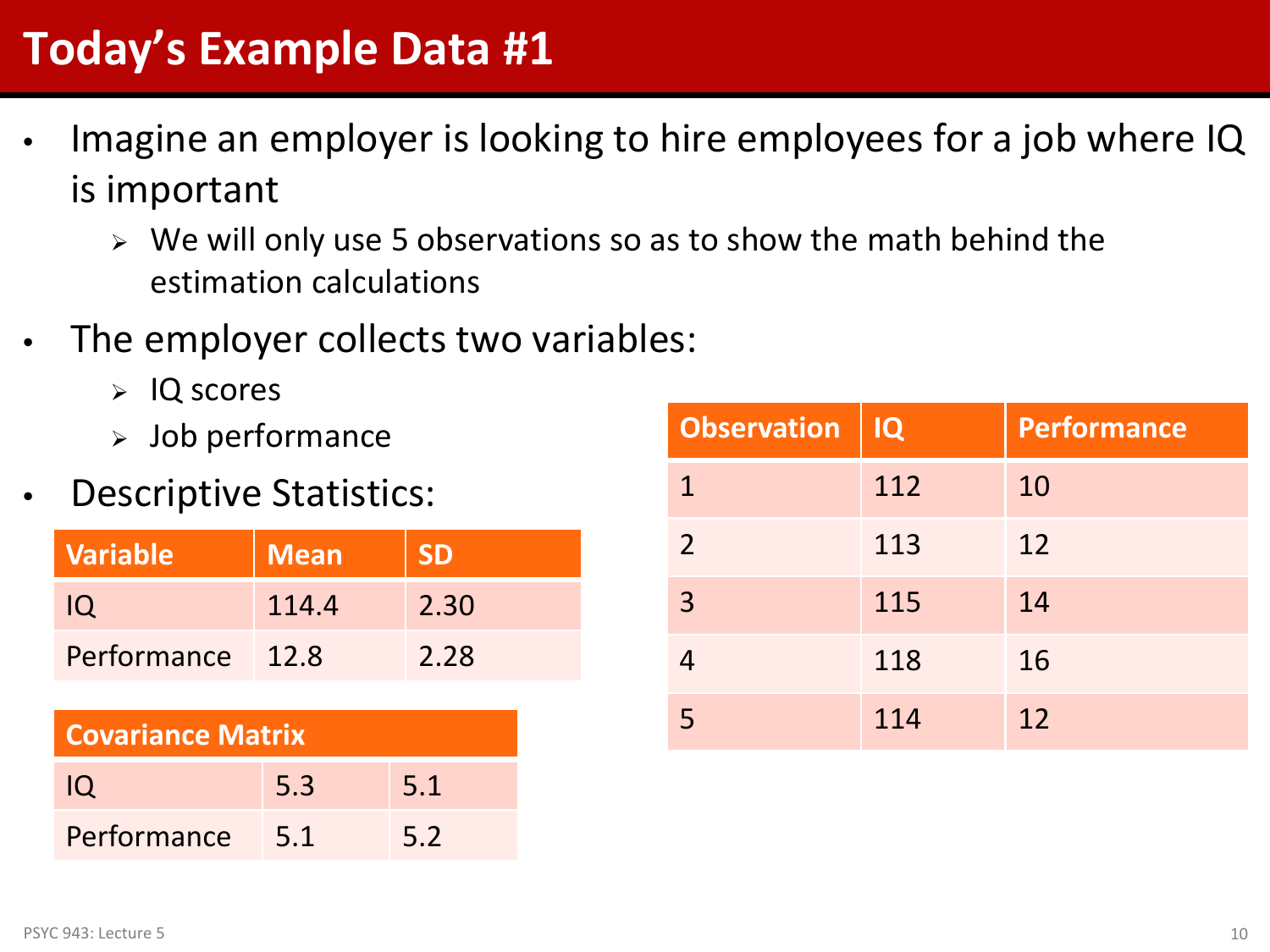# Today's Example Data #1

- Imagine an employer is looking to hire employees for a job where IQ is important
  - We will only use 5 observations so as to show the math behind the estimation calculations
- The employer collects two variables:
  - IQ scores
  - Job performance
- Descriptive Statistics:

| Variable | Mean | SD |
|---|---|---|
| IQ | 114.4 | 2.30 |
| Performance | 12.8 | 2.28 |

| Covariance Matrix | | |
|---|---|---|
| IQ | 5.3 | 5.1 |
| Performance | 5.1 | 5.2 |

| Observation | IQ | Performance |
|---|---|---|
| 1 | 112 | 10 |
| 2 | 113 | 12 |
| 3 | 115 | 14 |
| 4 | 118 | 16 |
| 5 | 114 | 12 |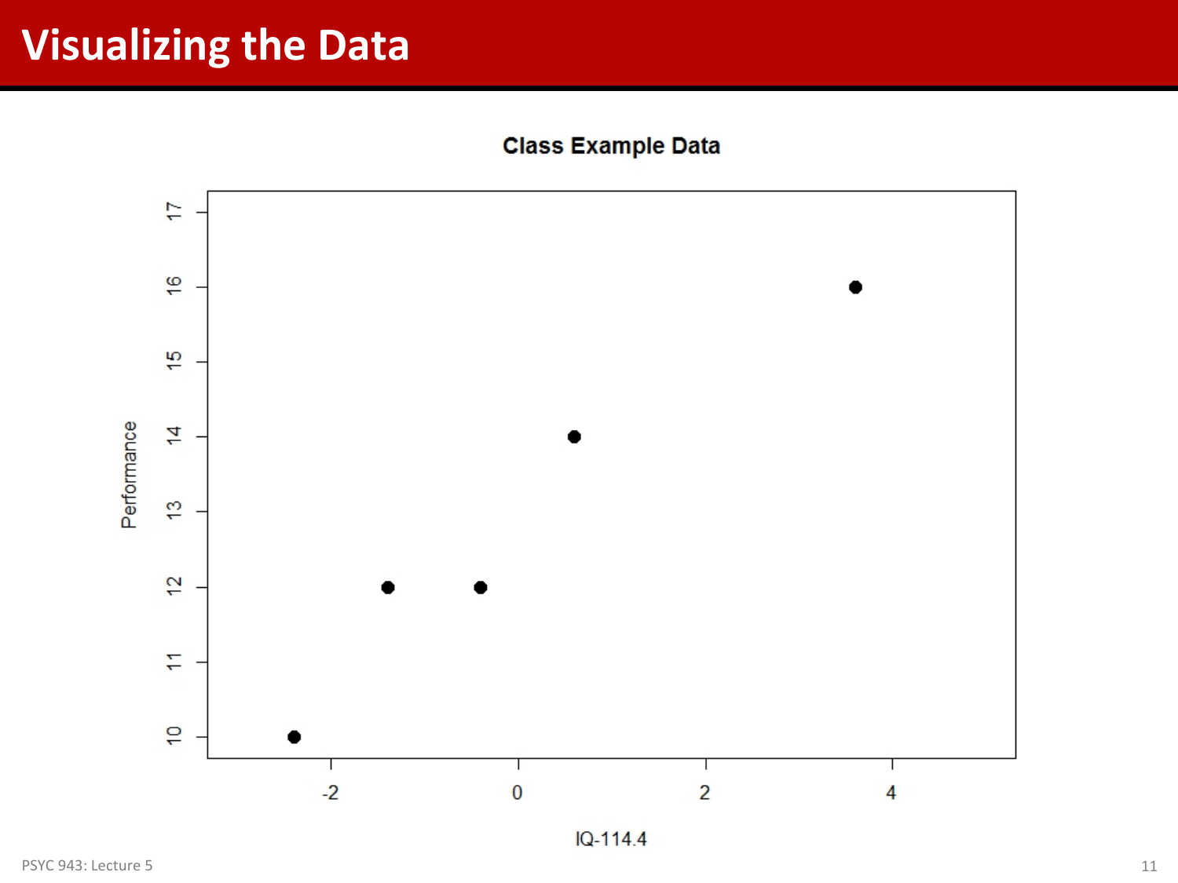# Visualizing the Data

Class Example Data

Performance

IQ-114.4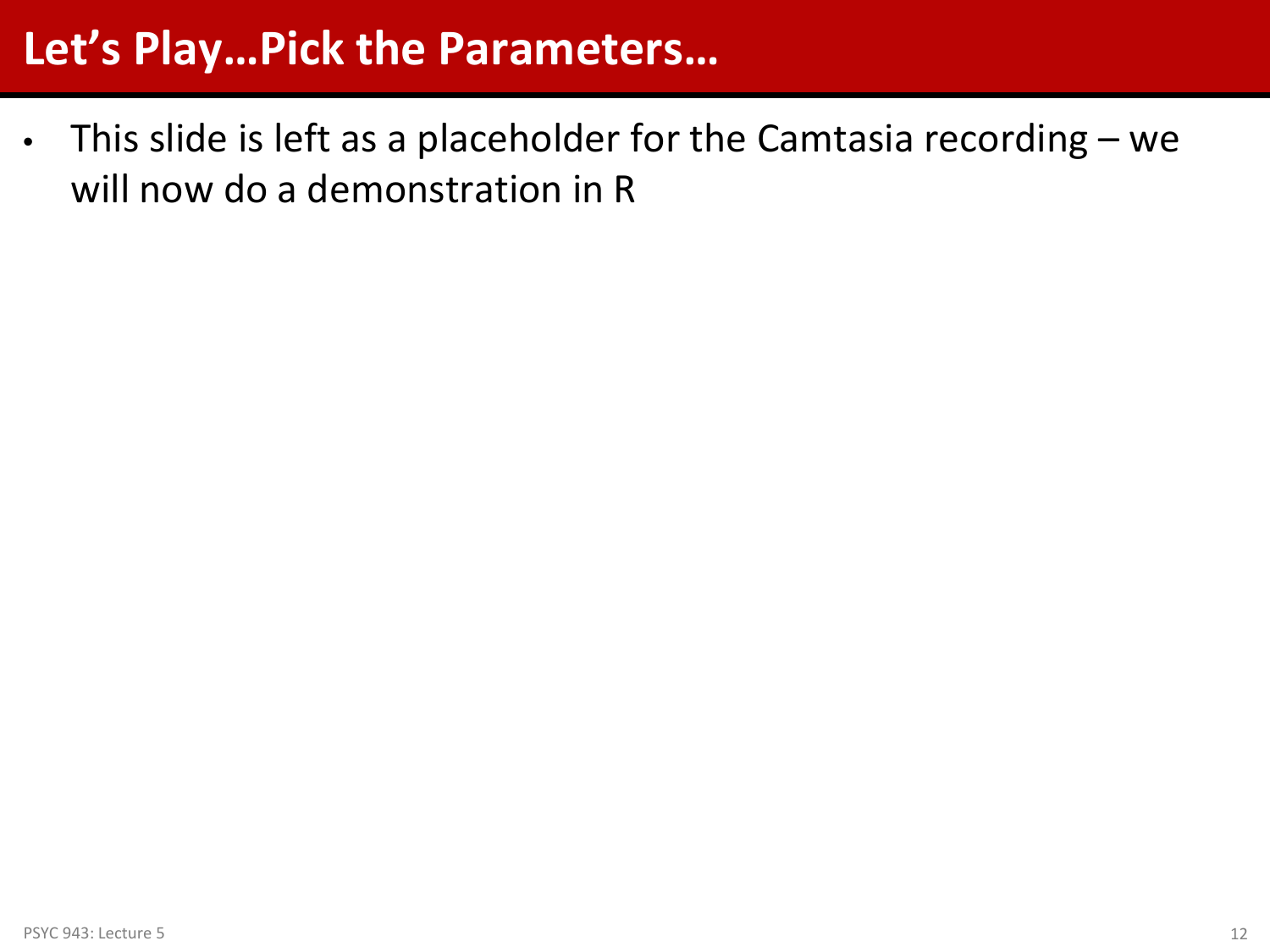# Let's Play…Pick the Parameters…

- This slide is left as a placeholder for the Camtasia recording – we will now do a demonstration in R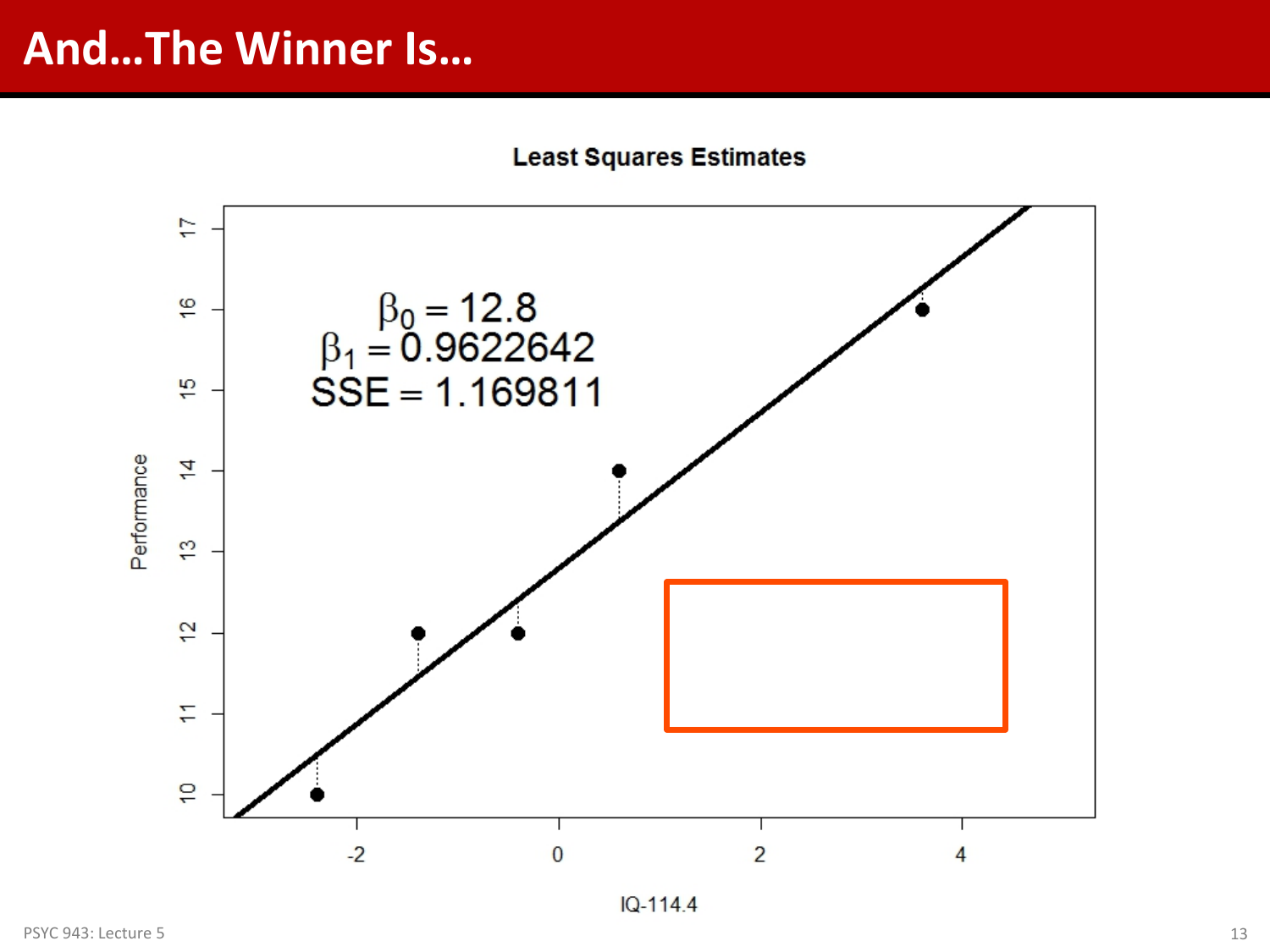# And…The Winner Is…

**Least Squares Estimates**

$\beta_0 = 12.8$
$\beta_1 = 0.9622642$
$SSE = 1.169811$

Performance

IQ-114.4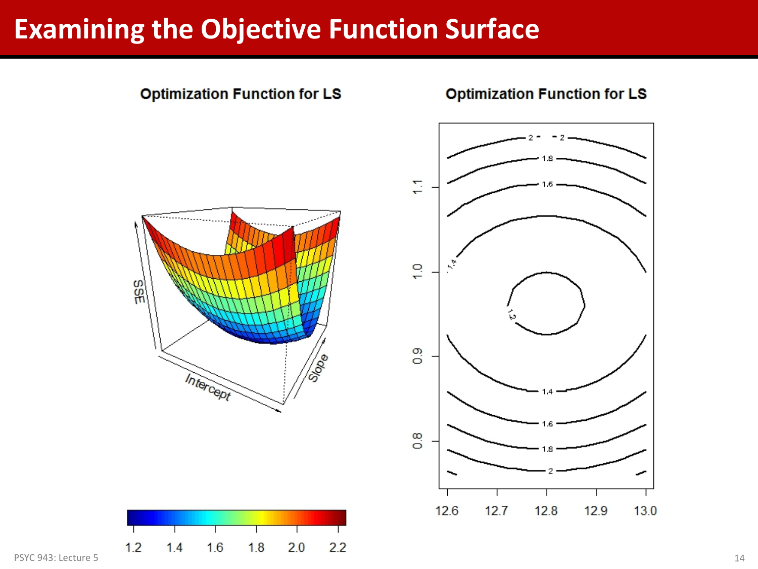# Examining the Objective Function Surface

**Optimization Function for LS**

**Optimization Function for LS**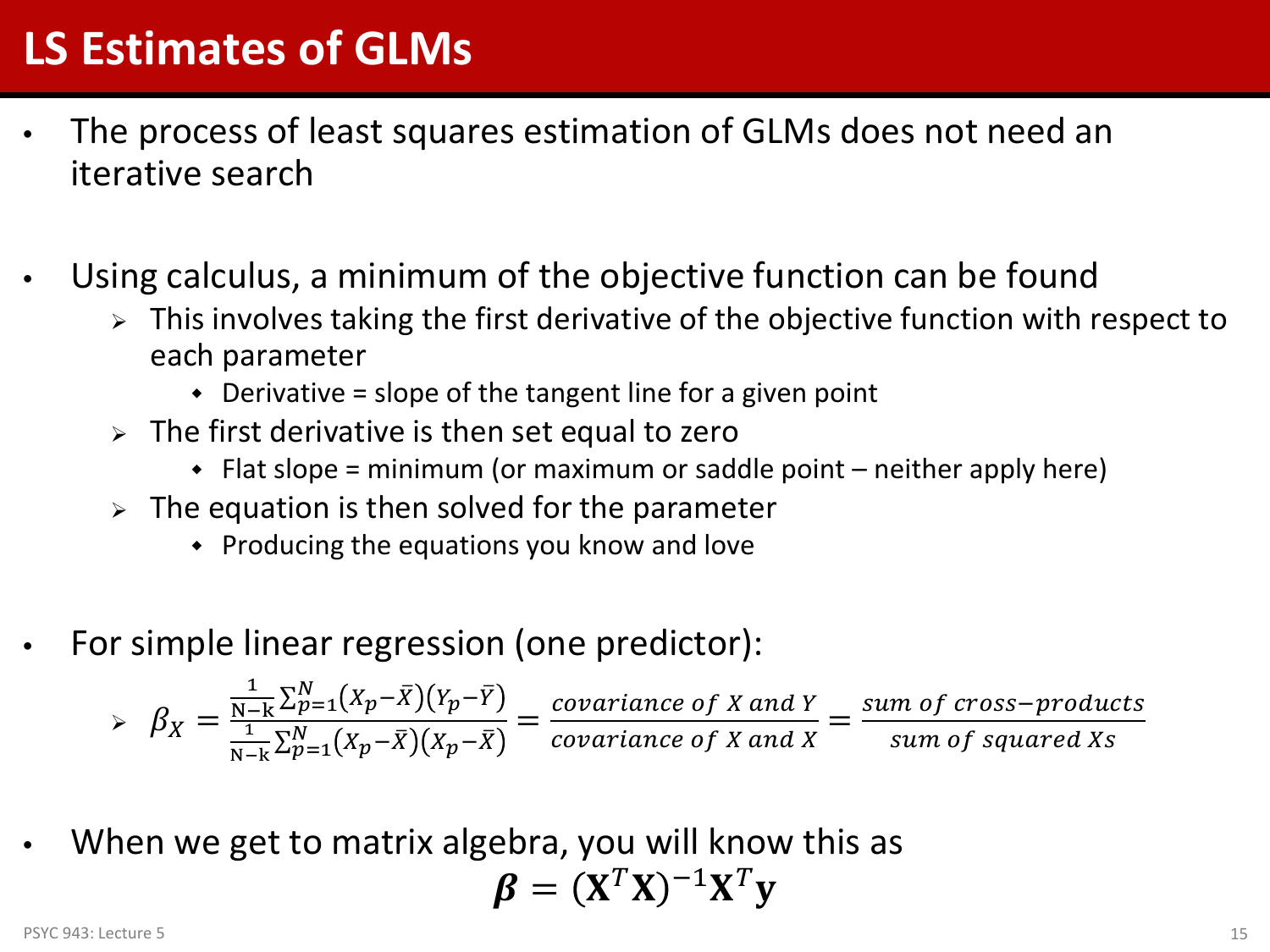# LS Estimates of GLMs

- The process of least squares estimation of GLMs does not need an iterative search

- Using calculus, a minimum of the objective function can be found
  - This involves taking the first derivative of the objective function with respect to each parameter
    - Derivative = slope of the tangent line for a given point
  - The first derivative is then set equal to zero
    - Flat slope = minimum (or maximum or saddle point – neither apply here)
  - The equation is then solved for the parameter
    - Producing the equations you know and love

- For simple linear regression (one predictor):
  - $$\beta_X = \frac{\frac{1}{\mathrm{N-k}}\sum_{p=1}^{N}(X_p - \bar{X})(Y_p - \bar{Y})}{\frac{1}{\mathrm{N-k}}\sum_{p=1}^{N}(X_p - \bar{X})(X_p - \bar{X})} = \frac{covariance\ of\ X\ and\ Y}{covariance\ of\ X\ and\ X} = \frac{sum\ of\ cross{-}products}{sum\ of\ squared\ Xs}$$

- When we get to matrix algebra, you will know this as

$$\boldsymbol{\beta} = (\mathbf{X}^T\mathbf{X})^{-1}\mathbf{X}^T\mathbf{y}$$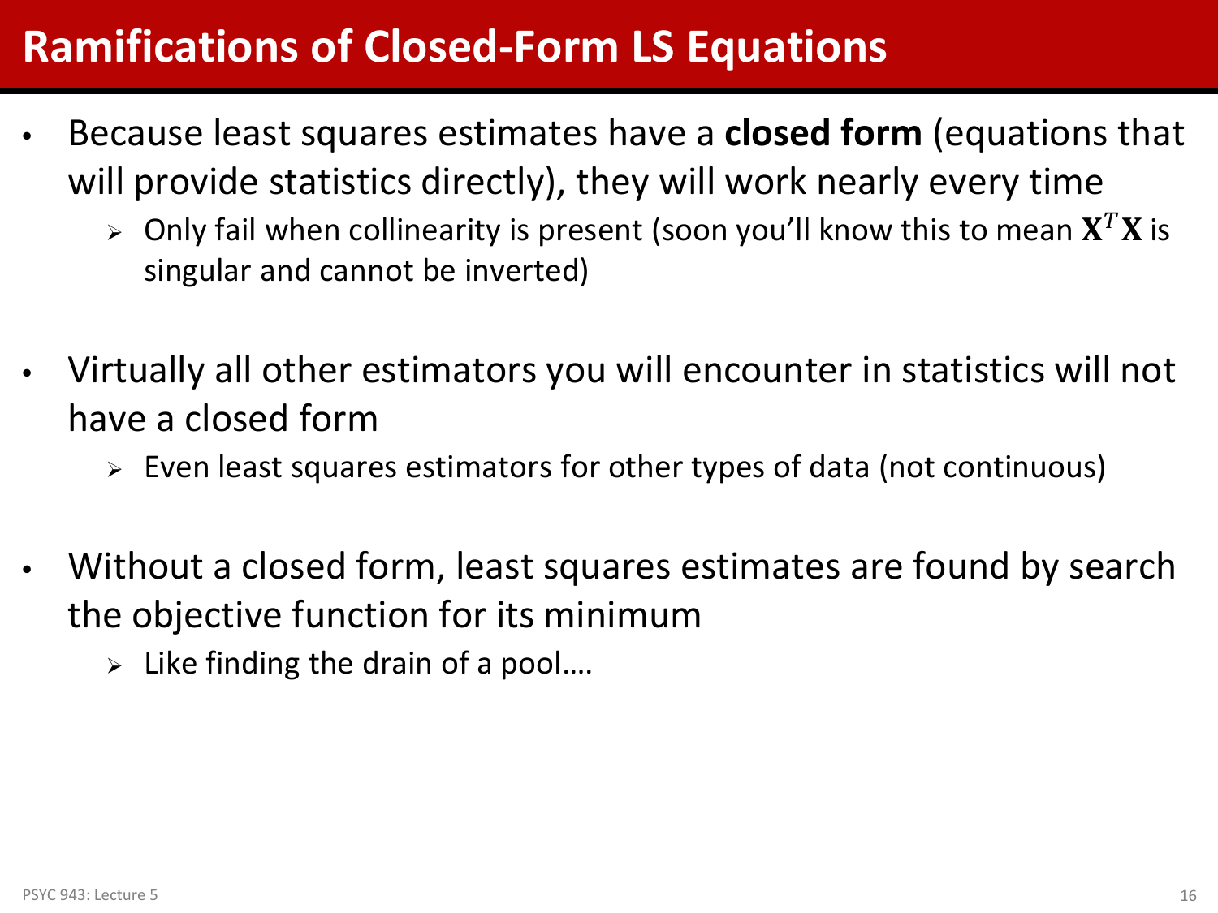# Ramifications of Closed-Form LS Equations

- Because least squares estimates have a **closed form** (equations that will provide statistics directly), they will work nearly every time
  - Only fail when collinearity is present (soon you'll know this to mean $\mathbf{X}^T\mathbf{X}$ is singular and cannot be inverted)

- Virtually all other estimators you will encounter in statistics will not have a closed form
  - Even least squares estimators for other types of data (not continuous)

- Without a closed form, least squares estimates are found by search the objective function for its minimum
  - Like finding the drain of a pool….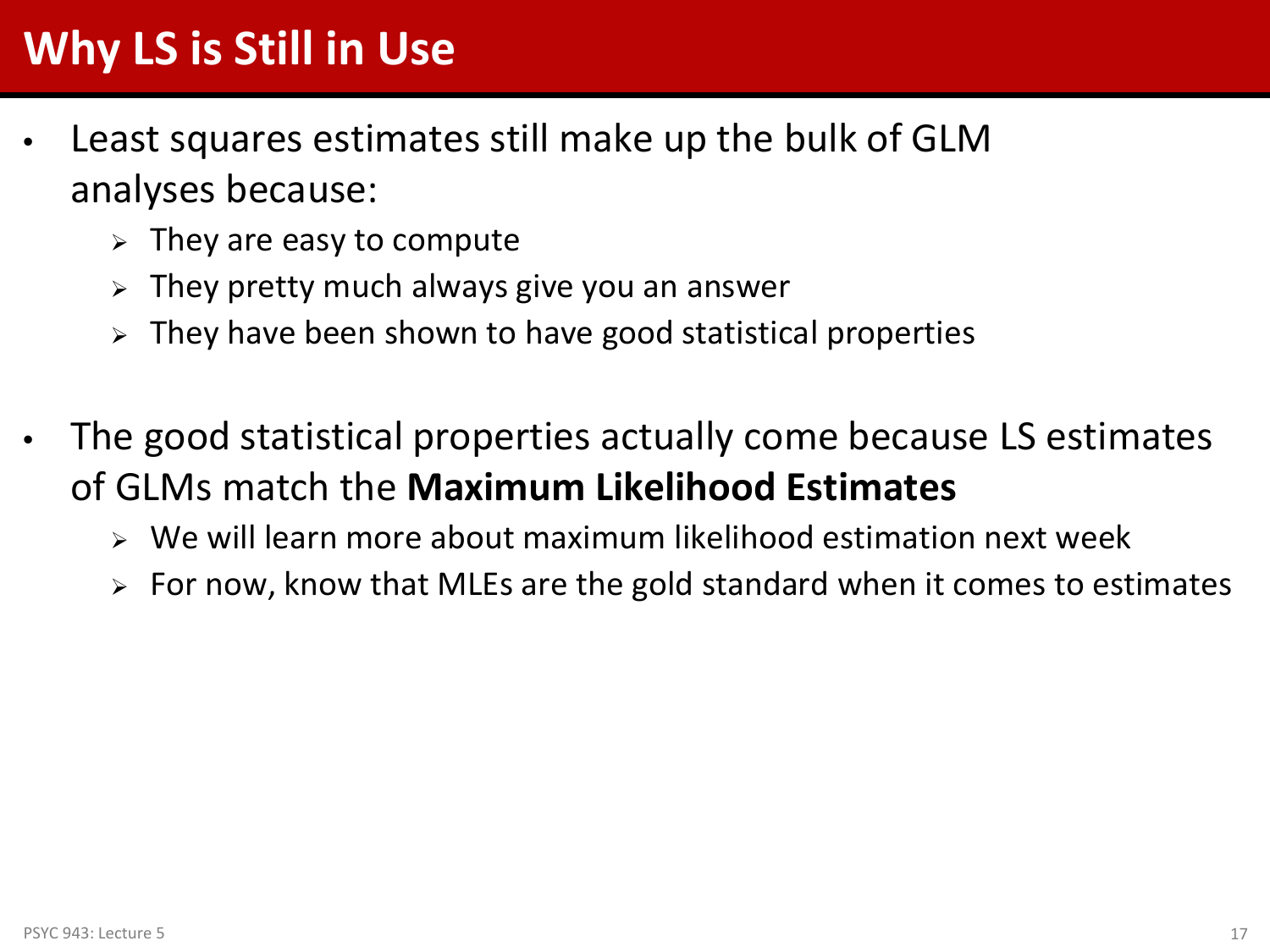# Why LS is Still in Use

- Least squares estimates still make up the bulk of GLM analyses because:
  - They are easy to compute
  - They pretty much always give you an answer
  - They have been shown to have good statistical properties

- The good statistical properties actually come because LS estimates of GLMs match the **Maximum Likelihood Estimates**
  - We will learn more about maximum likelihood estimation next week
  - For now, know that MLEs are the gold standard when it comes to estimates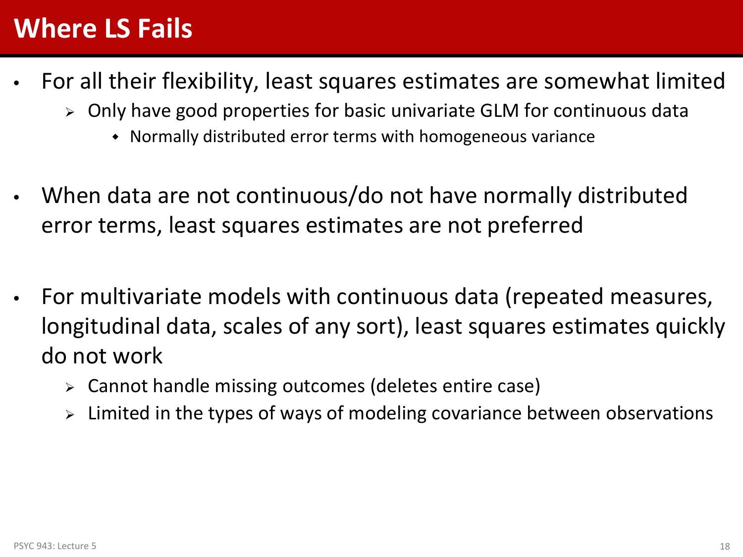# Where LS Fails

- For all their flexibility, least squares estimates are somewhat limited
  - Only have good properties for basic univariate GLM for continuous data
    - Normally distributed error terms with homogeneous variance

- When data are not continuous/do not have normally distributed error terms, least squares estimates are not preferred

- For multivariate models with continuous data (repeated measures, longitudinal data, scales of any sort), least squares estimates quickly do not work
  - Cannot handle missing outcomes (deletes entire case)
  - Limited in the types of ways of modeling covariance between observations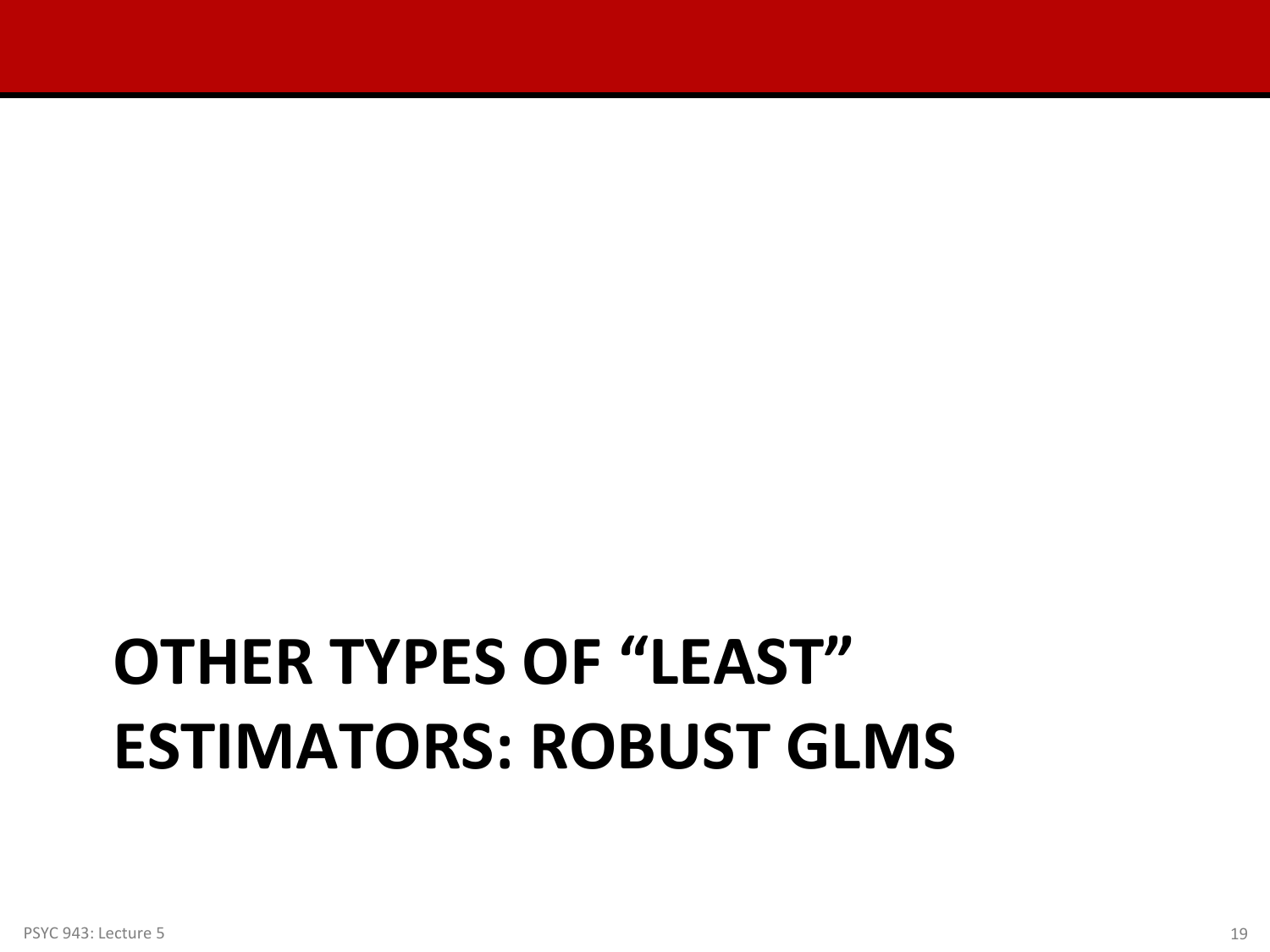# OTHER TYPES OF "LEAST" ESTIMATORS: ROBUST GLMS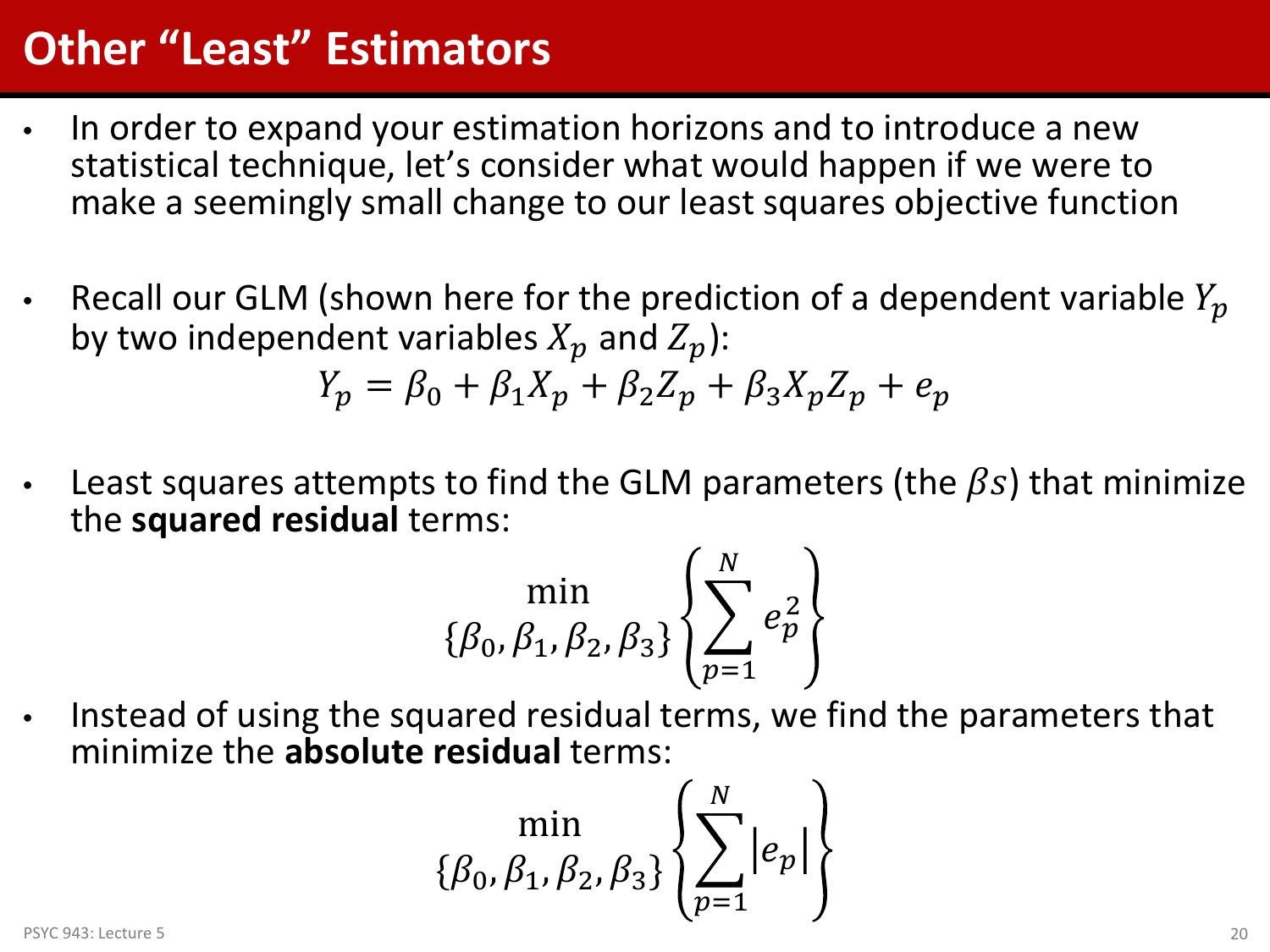# Other "Least" Estimators

- In order to expand your estimation horizons and to introduce a new statistical technique, let's consider what would happen if we were to make a seemingly small change to our least squares objective function

- Recall our GLM (shown here for the prediction of a dependent variable $Y_p$ by two independent variables $X_p$ and $Z_p$):

$$Y_p = \beta_0 + \beta_1 X_p + \beta_2 Z_p + \beta_3 X_p Z_p + e_p$$

- Least squares attempts to find the GLM parameters (the $\beta s$) that minimize the **squared residual** terms:

$$\min_{\{\beta_0, \beta_1, \beta_2, \beta_3\}} \left\{ \sum_{p=1}^{N} e_p^2 \right\}$$

- Instead of using the squared residual terms, we find the parameters that minimize the **absolute residual** terms:

$$\min_{\{\beta_0, \beta_1, \beta_2, \beta_3\}} \left\{ \sum_{p=1}^{N} |e_p| \right\}$$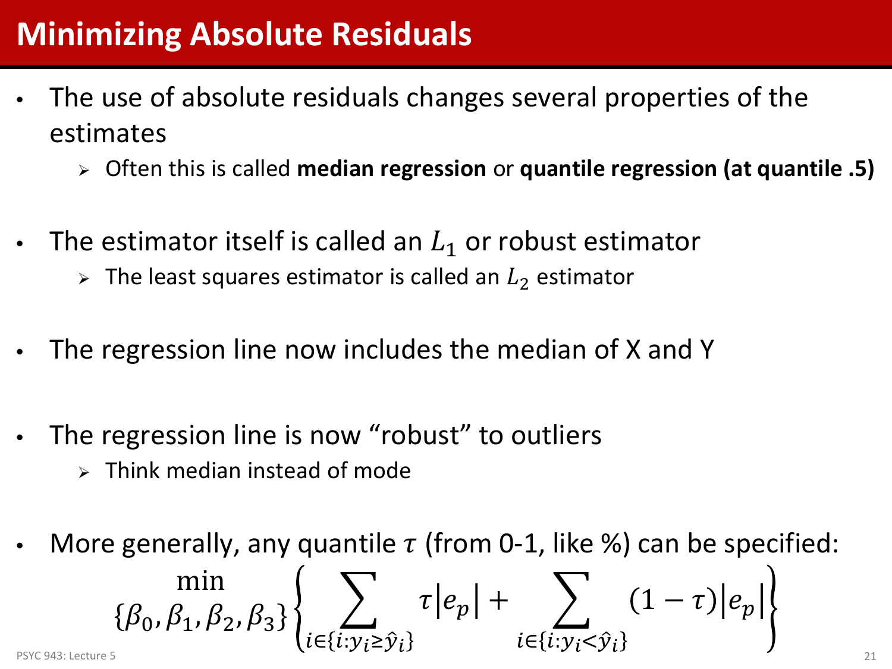# Minimizing Absolute Residuals

- The use of absolute residuals changes several properties of the estimates
  - Often this is called **median regression** or **quantile regression (at quantile .5)**
- The estimator itself is called an $L_1$ or robust estimator
  - The least squares estimator is called an $L_2$ estimator
- The regression line now includes the median of X and Y
- The regression line is now "robust" to outliers
  - Think median instead of mode
- More generally, any quantile $\tau$ (from 0-1, like %) can be specified:

$$\min_{\{\beta_0, \beta_1, \beta_2, \beta_3\}} \left\{ \sum_{i \in \{i: y_i \geq \hat{y}_i\}} \tau |e_p| + \sum_{i \in \{i: y_i < \hat{y}_i\}} (1-\tau)|e_p| \right\}$$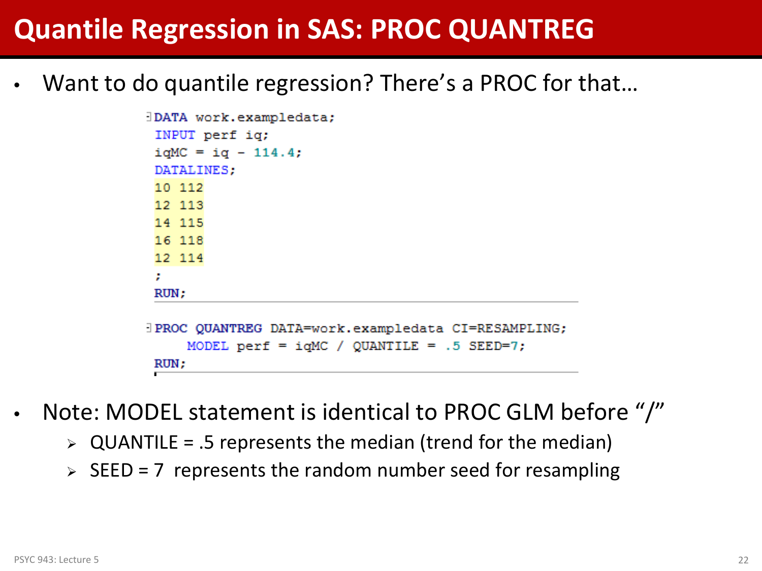# Quantile Regression in SAS: PROC QUANTREG

- Want to do quantile regression? There's a PROC for that…

```
DATA work.exampledata;
INPUT perf iq;
iqMC = iq - 114.4;
DATALINES;
10 112
12 113
14 115
16 118
12 114
;
RUN;
```

```
PROC QUANTREG DATA=work.exampledata CI=RESAMPLING;
    MODEL perf = iqMC / QUANTILE = .5 SEED=7;
RUN;
```

- Note: MODEL statement is identical to PROC GLM before "/"
  - QUANTILE = .5 represents the median (trend for the median)
  - SEED = 7 represents the random number seed for resampling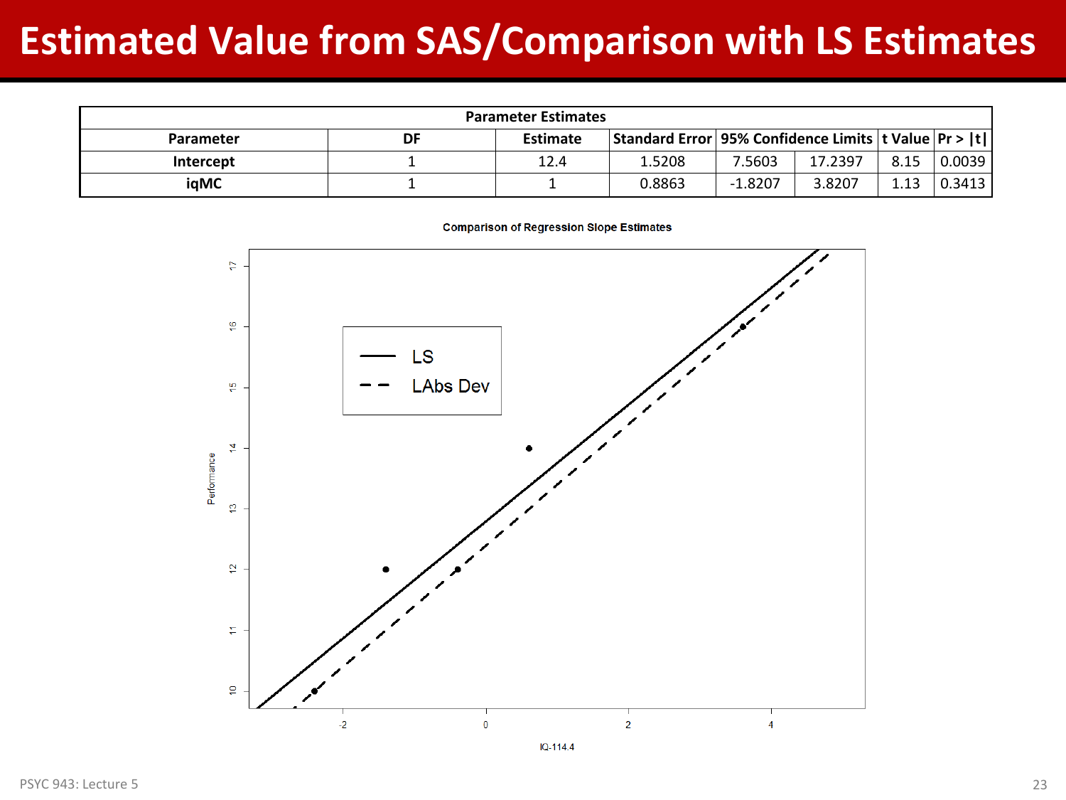# Estimated Value from SAS/Comparison with LS Estimates

| Parameter Estimates | | | | | | | |
|---|---|---|---|---|---|---|---|
| Parameter | DF | Estimate | Standard Error | 95% Confidence Limits | | t Value | Pr > \|t\| |
| Intercept | 1 | 12.4 | 1.5208 | 7.5603 | 17.2397 | 8.15 | 0.0039 |
| iqMC | 1 | 1 | 0.8863 | -1.8207 | 3.8207 | 1.13 | 0.3413 |

Comparison of Regression Slope Estimates

(Plot: Performance vs. IQ-114.4; legend: LS (solid line), LAbs Dev (dashed line))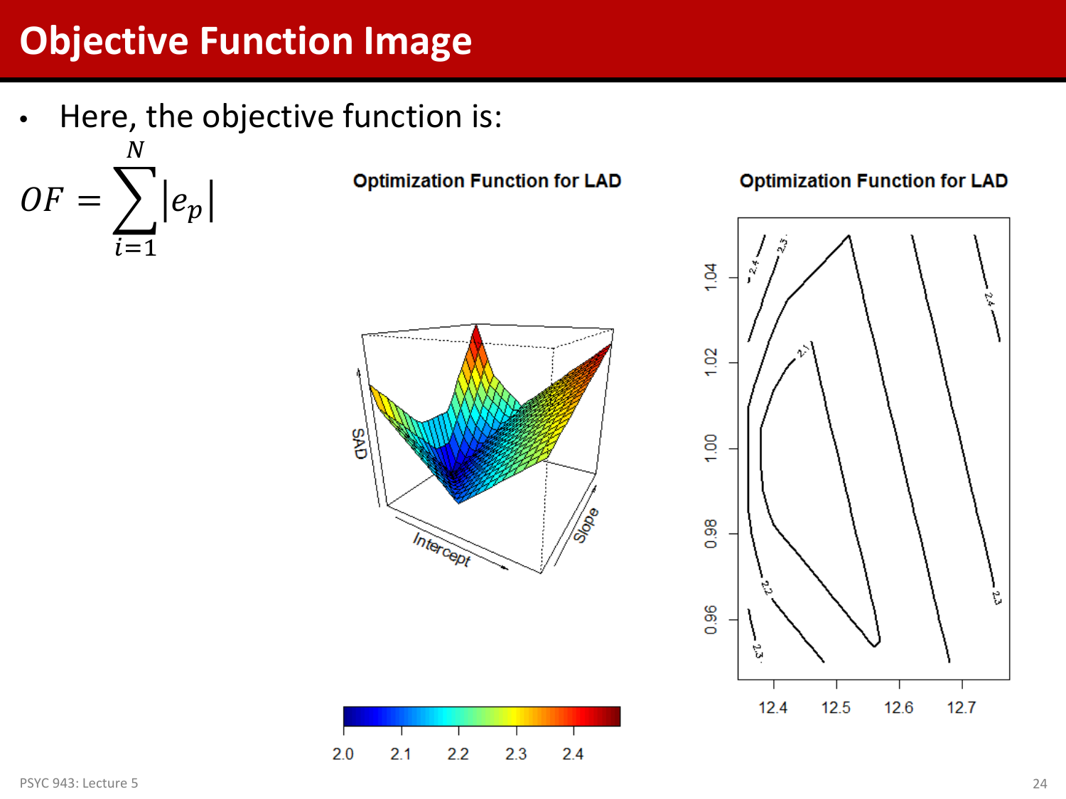# Objective Function Image

- Here, the objective function is:

$$OF = \sum_{i=1}^{N} |e_p|$$

**Optimization Function for LAD**

**Optimization Function for LAD**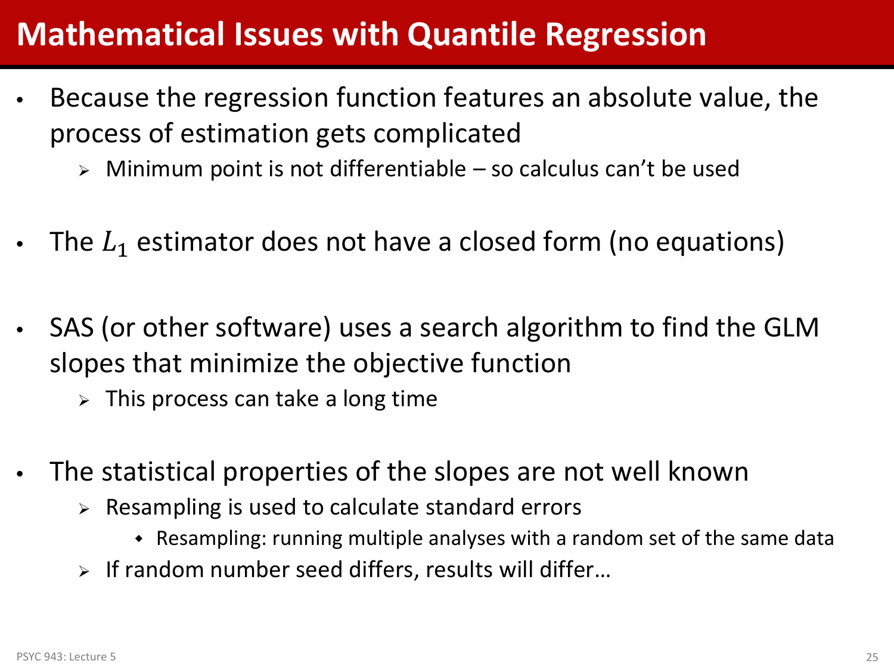# Mathematical Issues with Quantile Regression

- Because the regression function features an absolute value, the process of estimation gets complicated
  - Minimum point is not differentiable – so calculus can't be used

- The $L_1$ estimator does not have a closed form (no equations)

- SAS (or other software) uses a search algorithm to find the GLM slopes that minimize the objective function
  - This process can take a long time

- The statistical properties of the slopes are not well known
  - Resampling is used to calculate standard errors
    - Resampling: running multiple analyses with a random set of the same data
  - If random number seed differs, results will differ…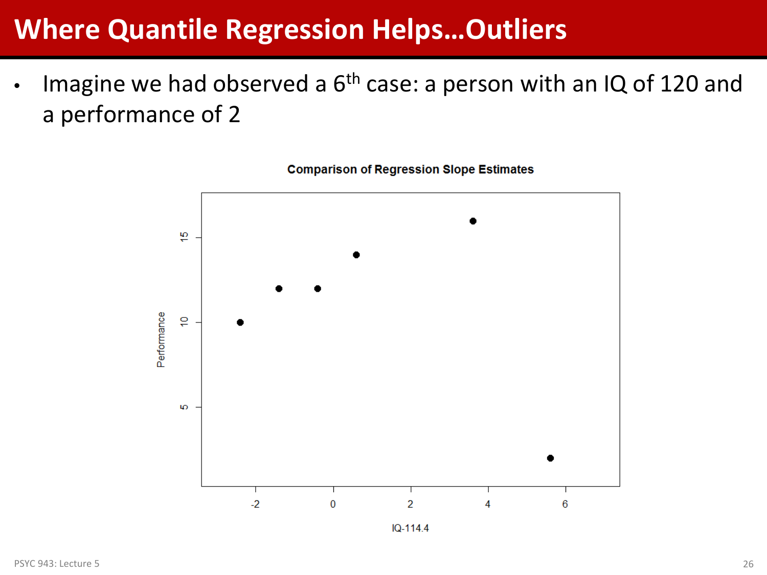# Where Quantile Regression Helps…Outliers

- Imagine we had observed a 6th case: a person with an IQ of 120 and a performance of 2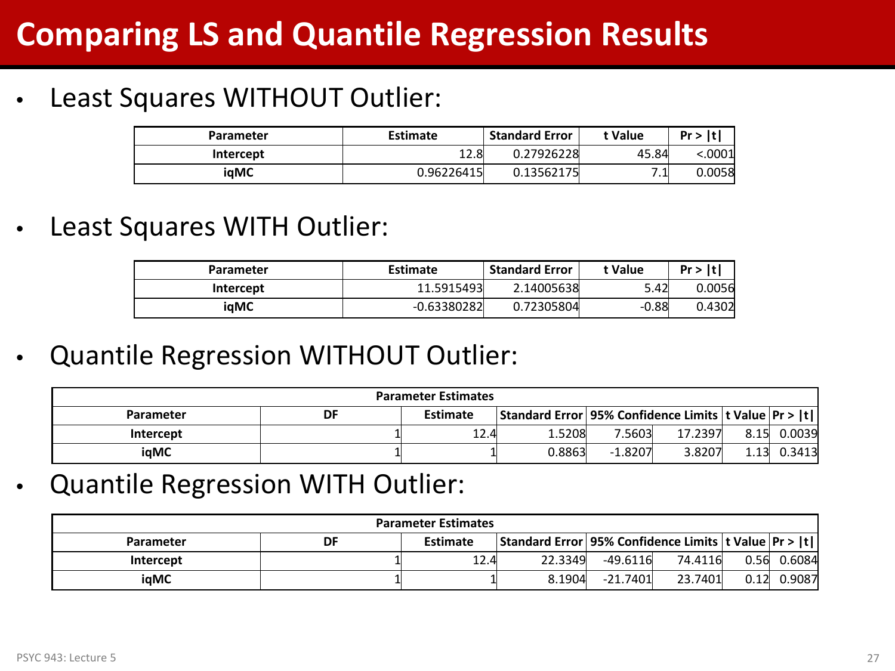# Comparing LS and Quantile Regression Results

- Least Squares WITHOUT Outlier:

| Parameter | Estimate | Standard Error | t Value | Pr > \|t\| |
|---|---|---|---|---|
| Intercept | 12.8 | 0.27926228 | 45.84 | <.0001 |
| iqMC | 0.96226415 | 0.13562175 | 7.1 | 0.0058 |

- Least Squares WITH Outlier:

| Parameter | Estimate | Standard Error | t Value | Pr > \|t\| |
|---|---|---|---|---|
| Intercept | 11.5915493 | 2.14005638 | 5.42 | 0.0056 |
| iqMC | -0.63380282 | 0.72305804 | -0.88 | 0.4302 |

- Quantile Regression WITHOUT Outlier:

| Parameter Estimates | | | | | | | |
|---|---|---|---|---|---|---|---|
| Parameter | DF | Estimate | Standard Error | 95% Confidence Limits | | t Value | Pr > \|t\| |
| Intercept | 1 | 12.4 | 1.5208 | 7.5603 | 17.2397 | 8.15 | 0.0039 |
| iqMC | 1 | 1 | 0.8863 | -1.8207 | 3.8207 | 1.13 | 0.3413 |

- Quantile Regression WITH Outlier:

| Parameter Estimates | | | | | | | |
|---|---|---|---|---|---|---|---|
| Parameter | DF | Estimate | Standard Error | 95% Confidence Limits | | t Value | Pr > \|t\| |
| Intercept | 1 | 12.4 | 22.3349 | -49.6116 | 74.4116 | 0.56 | 0.6084 |
| iqMC | 1 | 1 | 8.1904 | -21.7401 | 23.7401 | 0.12 | 0.9087 |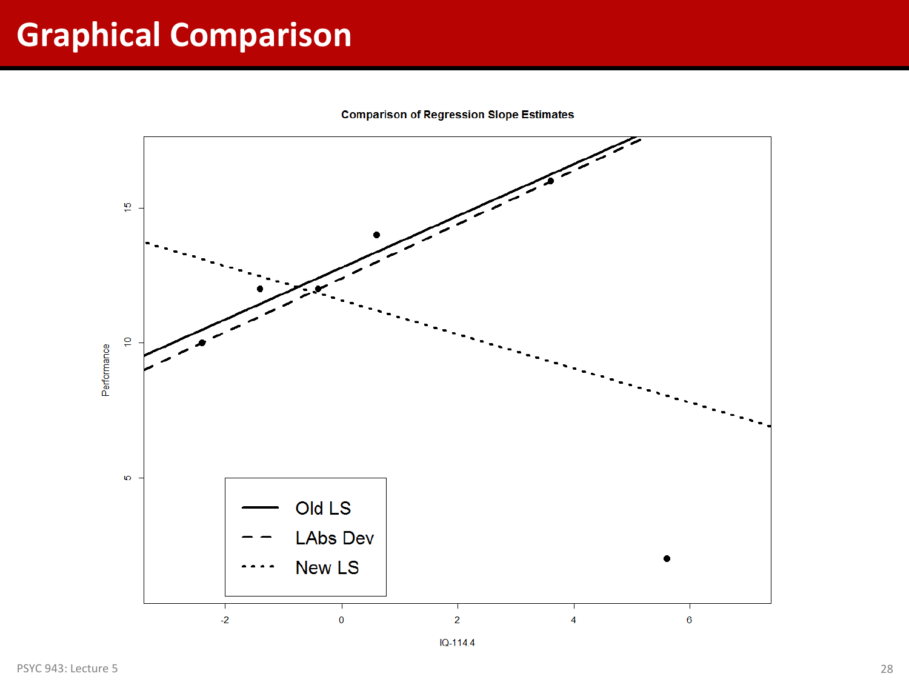# Graphical Comparison

Comparison of Regression Slope Estimates

Performance

IQ-114.4

Old LS

LAbs Dev

New LS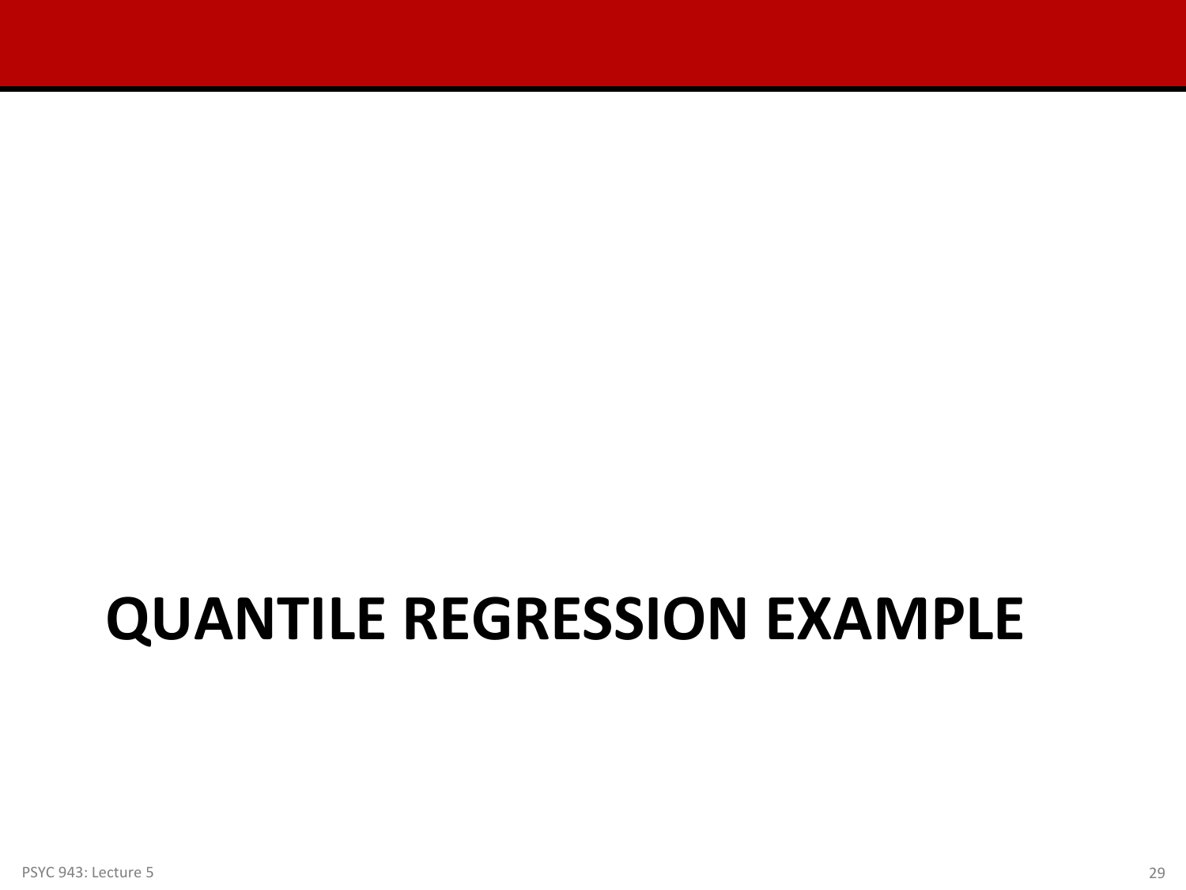# QUANTILE REGRESSION EXAMPLE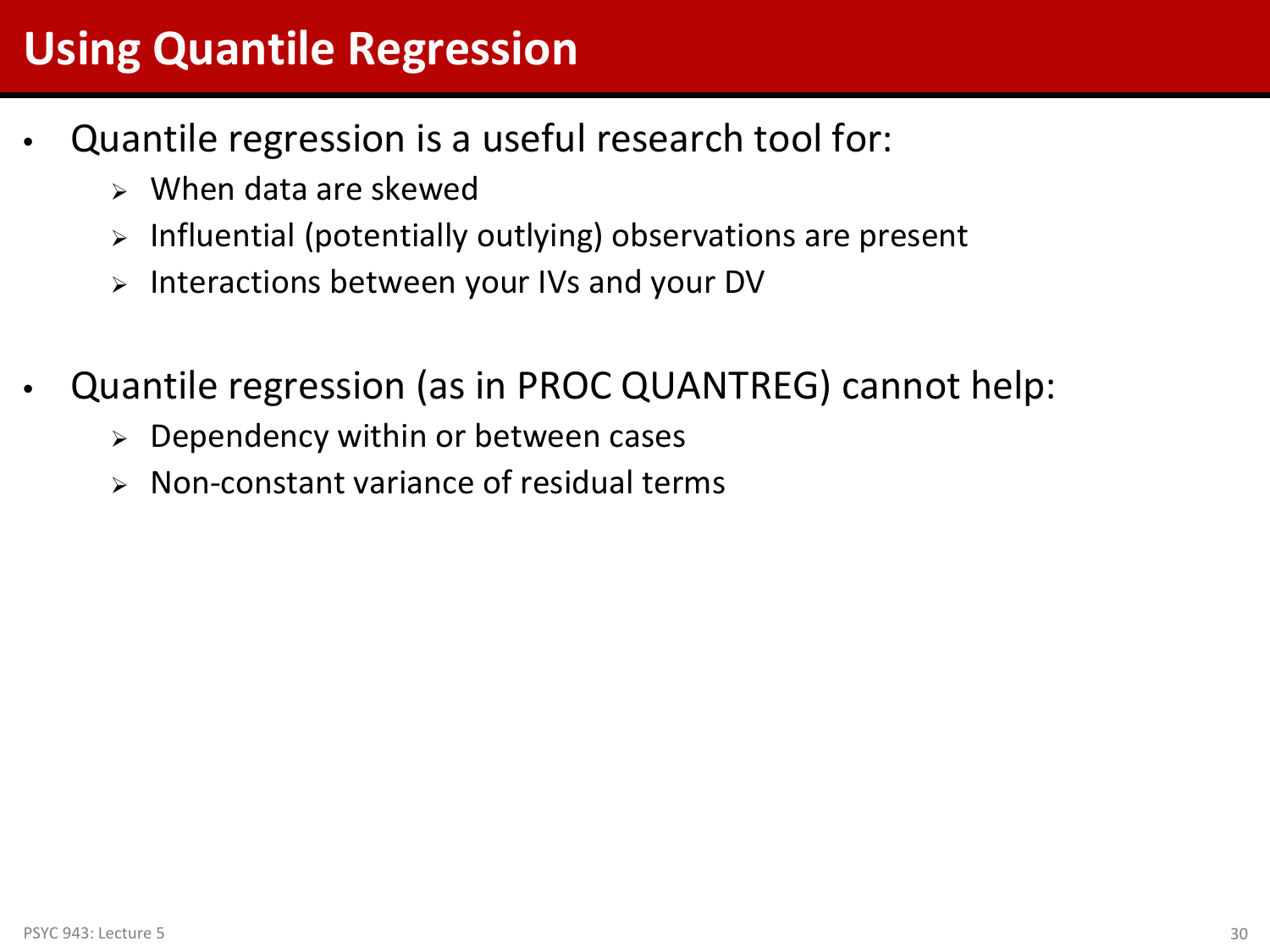# Using Quantile Regression

- Quantile regression is a useful research tool for:
  - When data are skewed
  - Influential (potentially outlying) observations are present
  - Interactions between your IVs and your DV

- Quantile regression (as in PROC QUANTREG) cannot help:
  - Dependency within or between cases
  - Non-constant variance of residual terms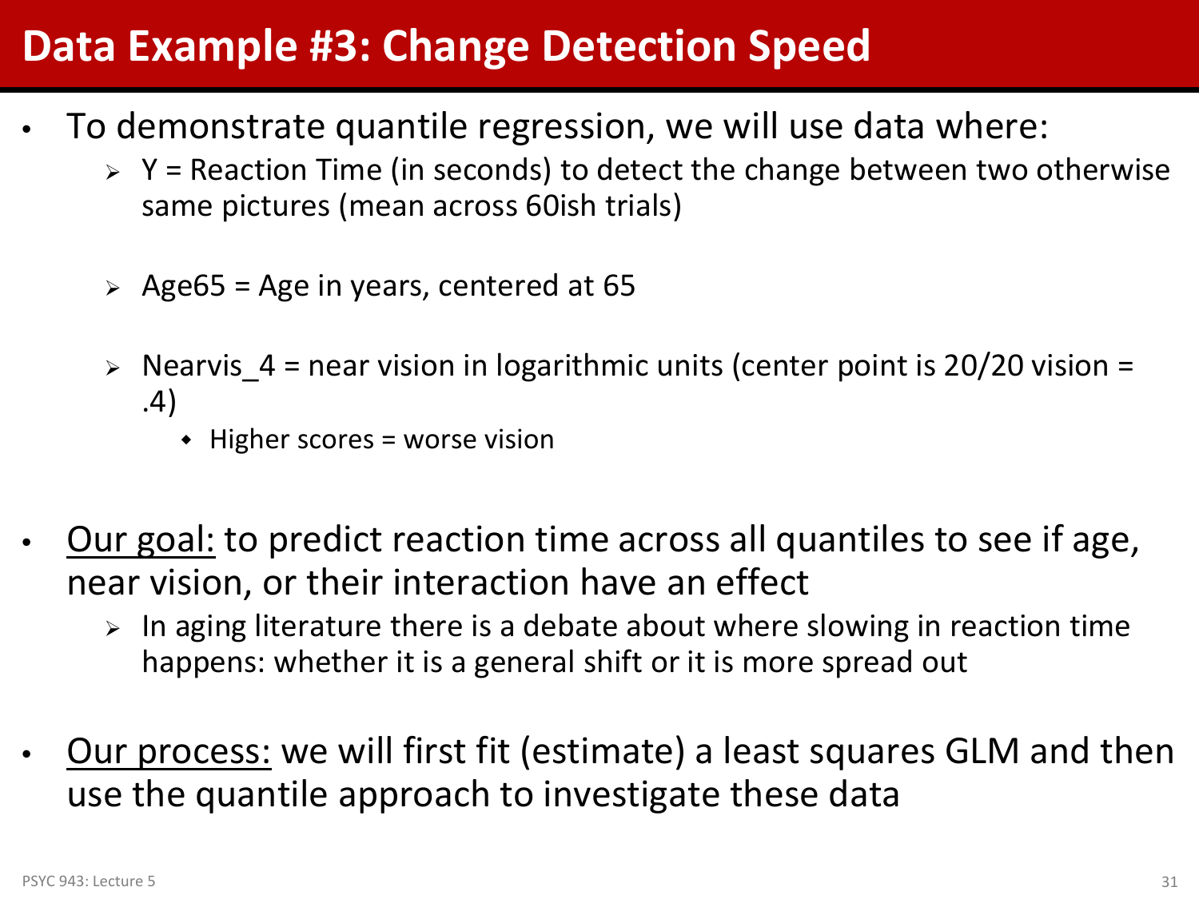# Data Example #3: Change Detection Speed

- To demonstrate quantile regression, we will use data where:
  - Y = Reaction Time (in seconds) to detect the change between two otherwise same pictures (mean across 60ish trials)
  - Age65 = Age in years, centered at 65
  - Nearvis_4 = near vision in logarithmic units (center point is 20/20 vision = .4)
    - Higher scores = worse vision
- <u>Our goal:</u> to predict reaction time across all quantiles to see if age, near vision, or their interaction have an effect
  - In aging literature there is a debate about where slowing in reaction time happens: whether it is a general shift or it is more spread out
- <u>Our process:</u> we will first fit (estimate) a least squares GLM and then use the quantile approach to investigate these data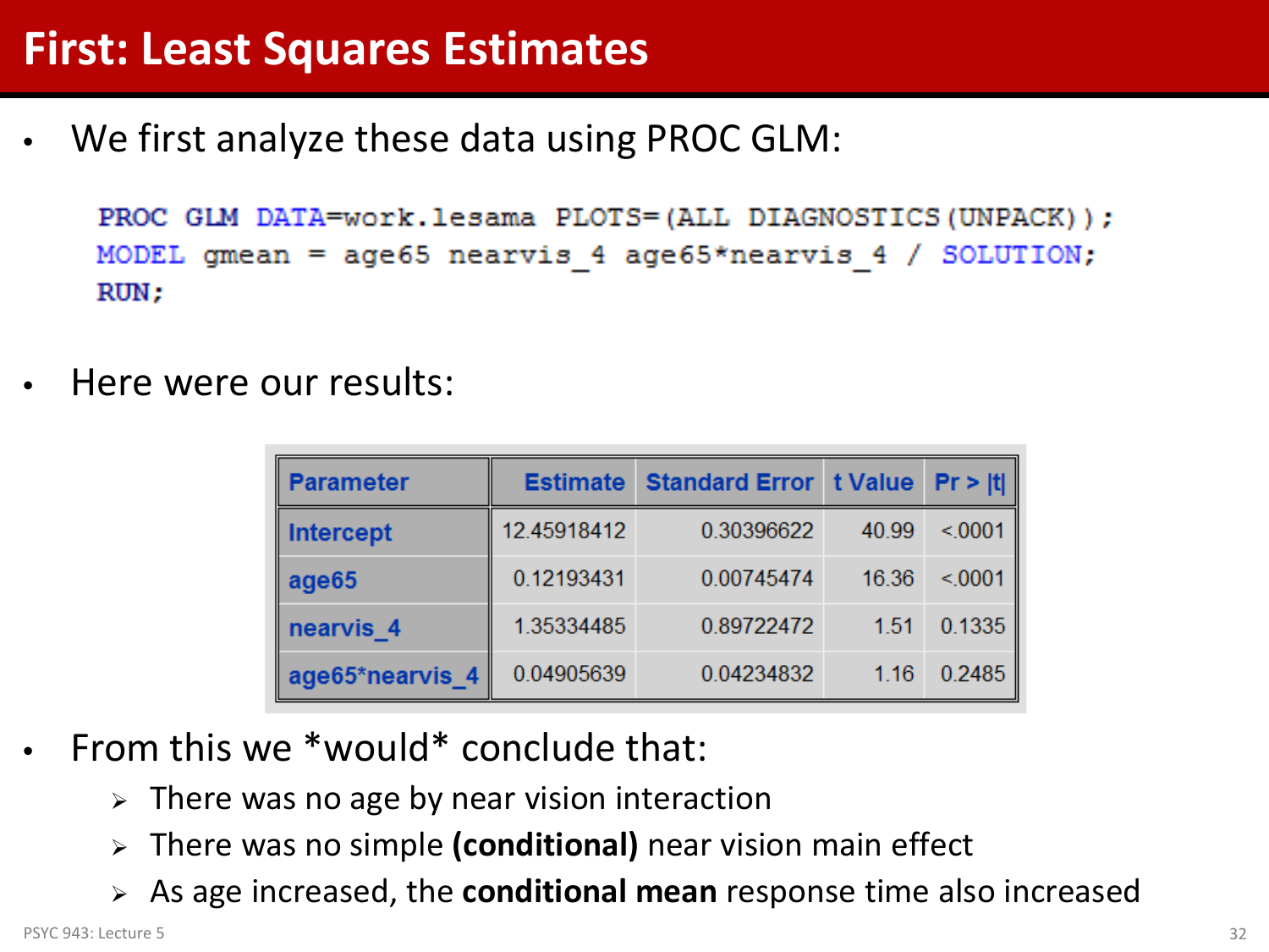# First: Least Squares Estimates

- We first analyze these data using PROC GLM:

```
PROC GLM DATA=work.lesama PLOTS=(ALL DIAGNOSTICS(UNPACK));
MODEL gmean = age65 nearvis_4 age65*nearvis_4 / SOLUTION;
RUN;
```

- Here were our results:

| Parameter | Estimate | Standard Error | t Value | Pr > \|t\| |
|---|---|---|---|---|
| Intercept | 12.45918412 | 0.30396622 | 40.99 | <.0001 |
| age65 | 0.12193431 | 0.00745474 | 16.36 | <.0001 |
| nearvis_4 | 1.35334485 | 0.89722472 | 1.51 | 0.1335 |
| age65*nearvis_4 | 0.04905639 | 0.04234832 | 1.16 | 0.2485 |

- From this we *would* conclude that:
  - There was no age by near vision interaction
  - There was no simple **(conditional)** near vision main effect
  - As age increased, the **conditional mean** response time also increased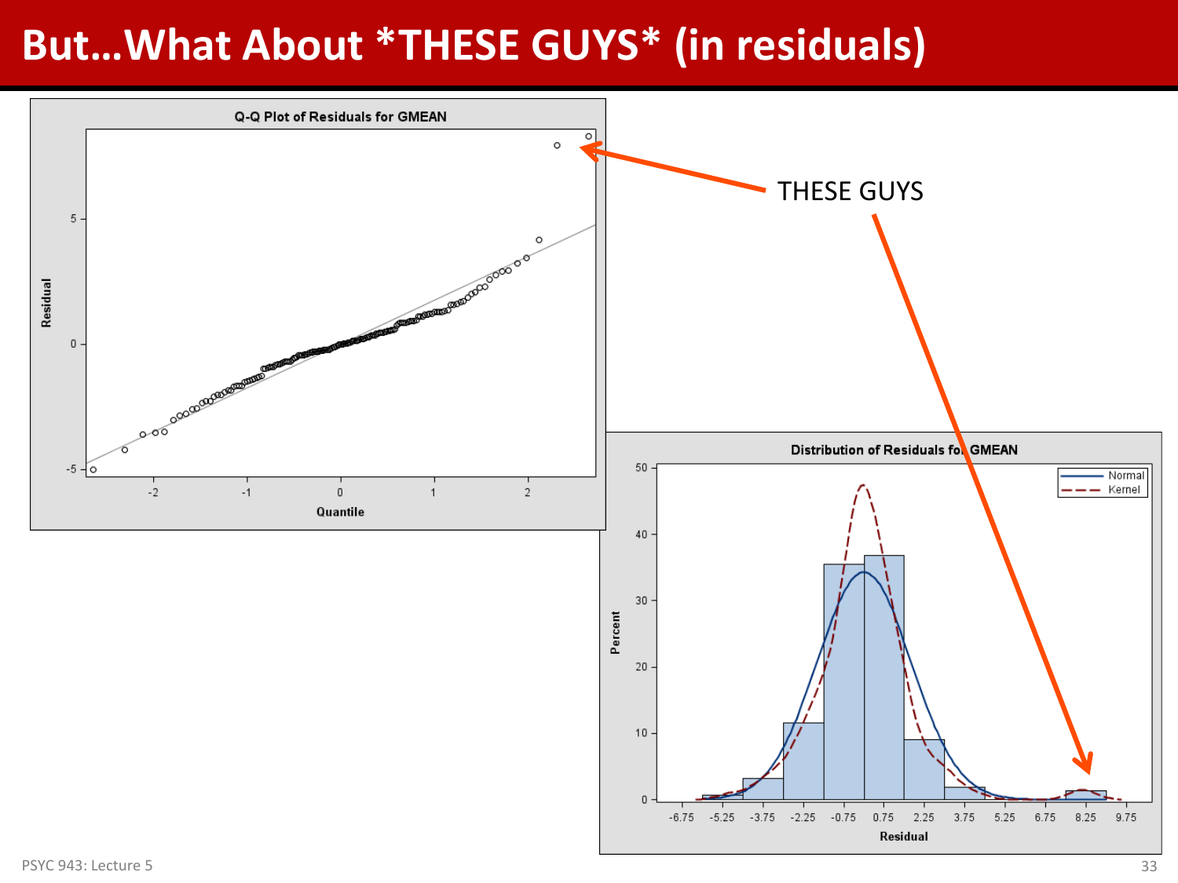# But…What About *THESE GUYS* (in residuals)

THESE GUYS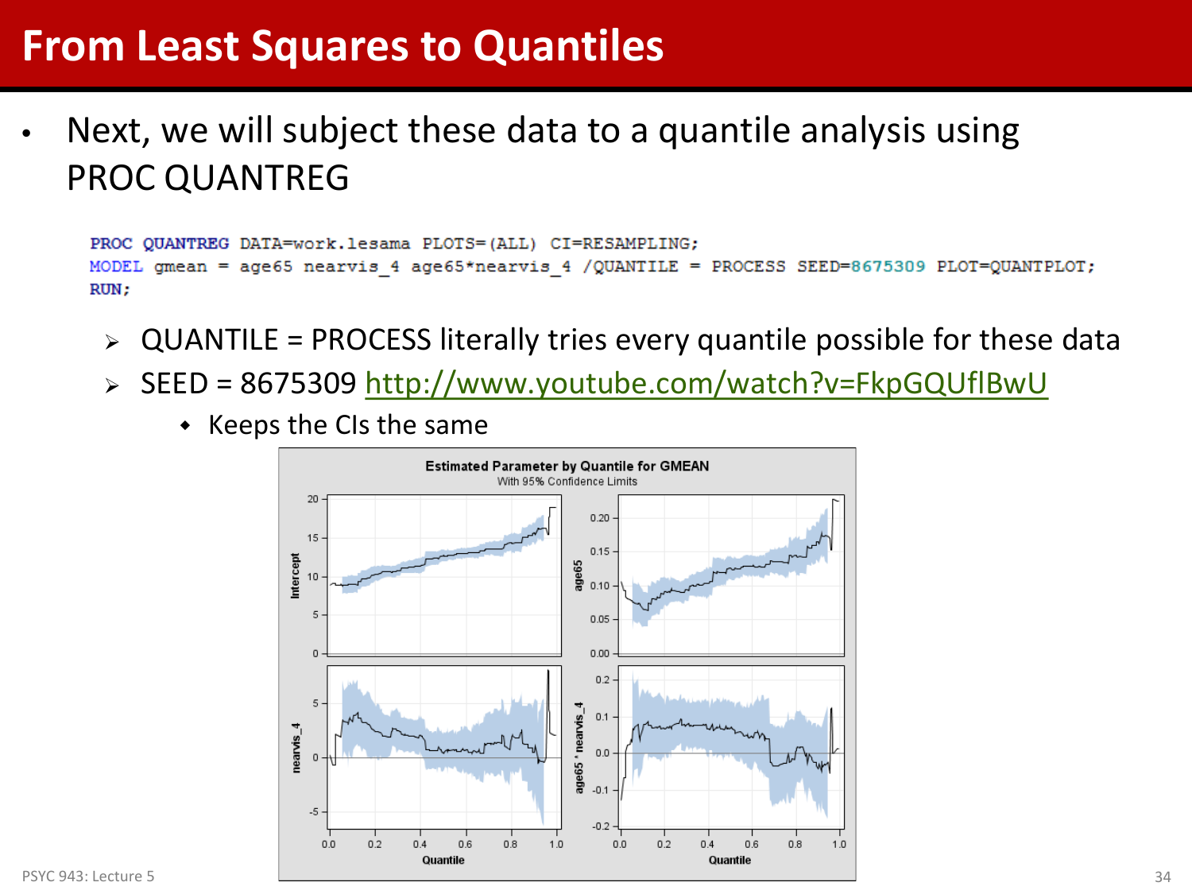# From Least Squares to Quantiles

- Next, we will subject these data to a quantile analysis using PROC QUANTREG

```
PROC QUANTREG DATA=work.lesama PLOTS=(ALL) CI=RESAMPLING;
MODEL gmean = age65 nearvis_4 age65*nearvis_4 /QUANTILE = PROCESS SEED=8675309 PLOT=QUANTPLOT;
RUN;
```

  - QUANTILE = PROCESS literally tries every quantile possible for these data
  - SEED = 8675309 http://www.youtube.com/watch?v=FkpGQUflBwU
    - Keeps the CIs the same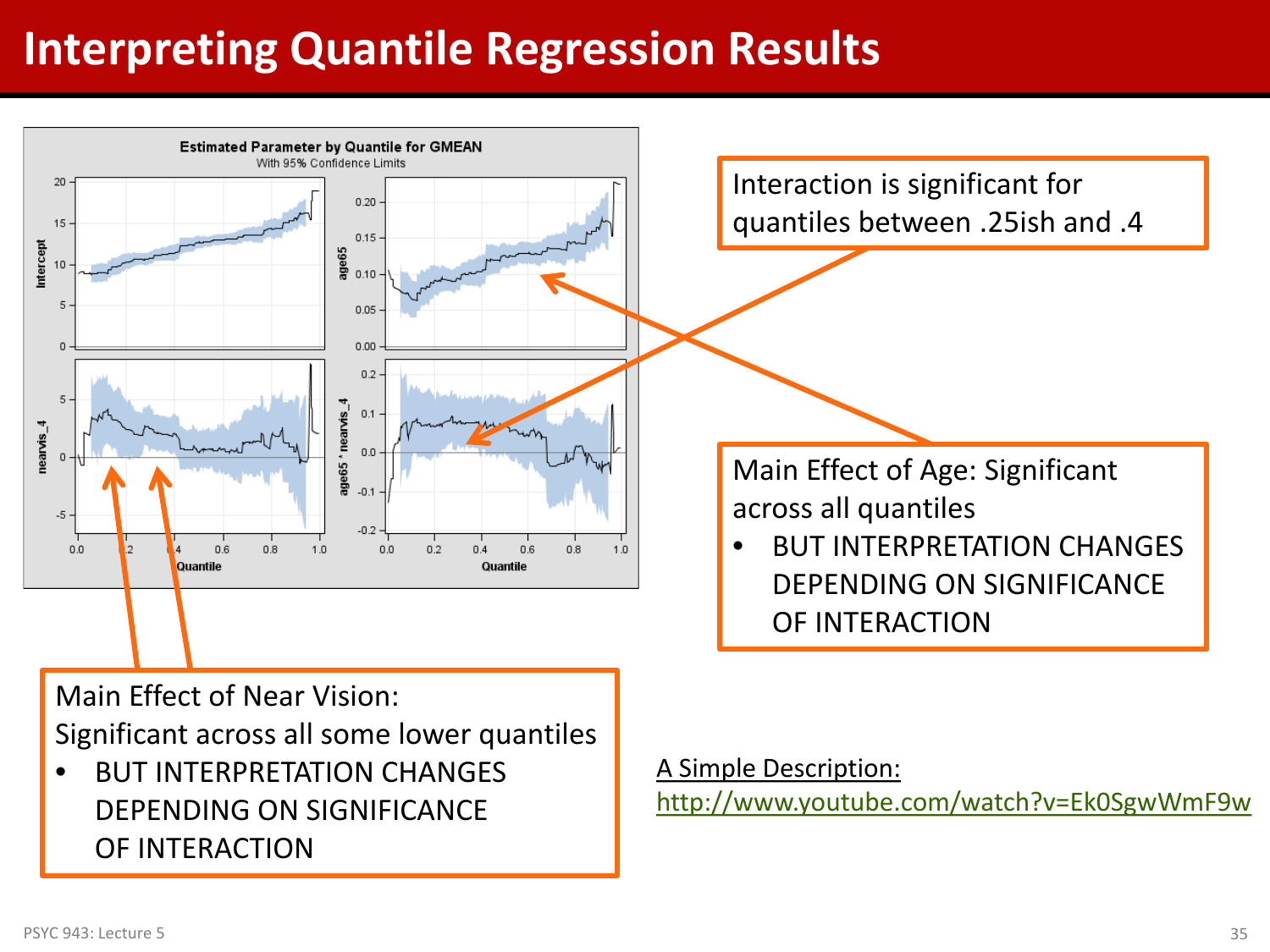# Interpreting Quantile Regression Results

Interaction is significant for quantiles between .25ish and .4

Main Effect of Age: Significant across all quantiles

- BUT INTERPRETATION CHANGES DEPENDING ON SIGNIFICANCE OF INTERACTION

Main Effect of Near Vision: Significant across all some lower quantiles

- BUT INTERPRETATION CHANGES DEPENDING ON SIGNIFICANCE OF INTERACTION

A Simple Description: http://www.youtube.com/watch?v=Ek0SgwWmF9w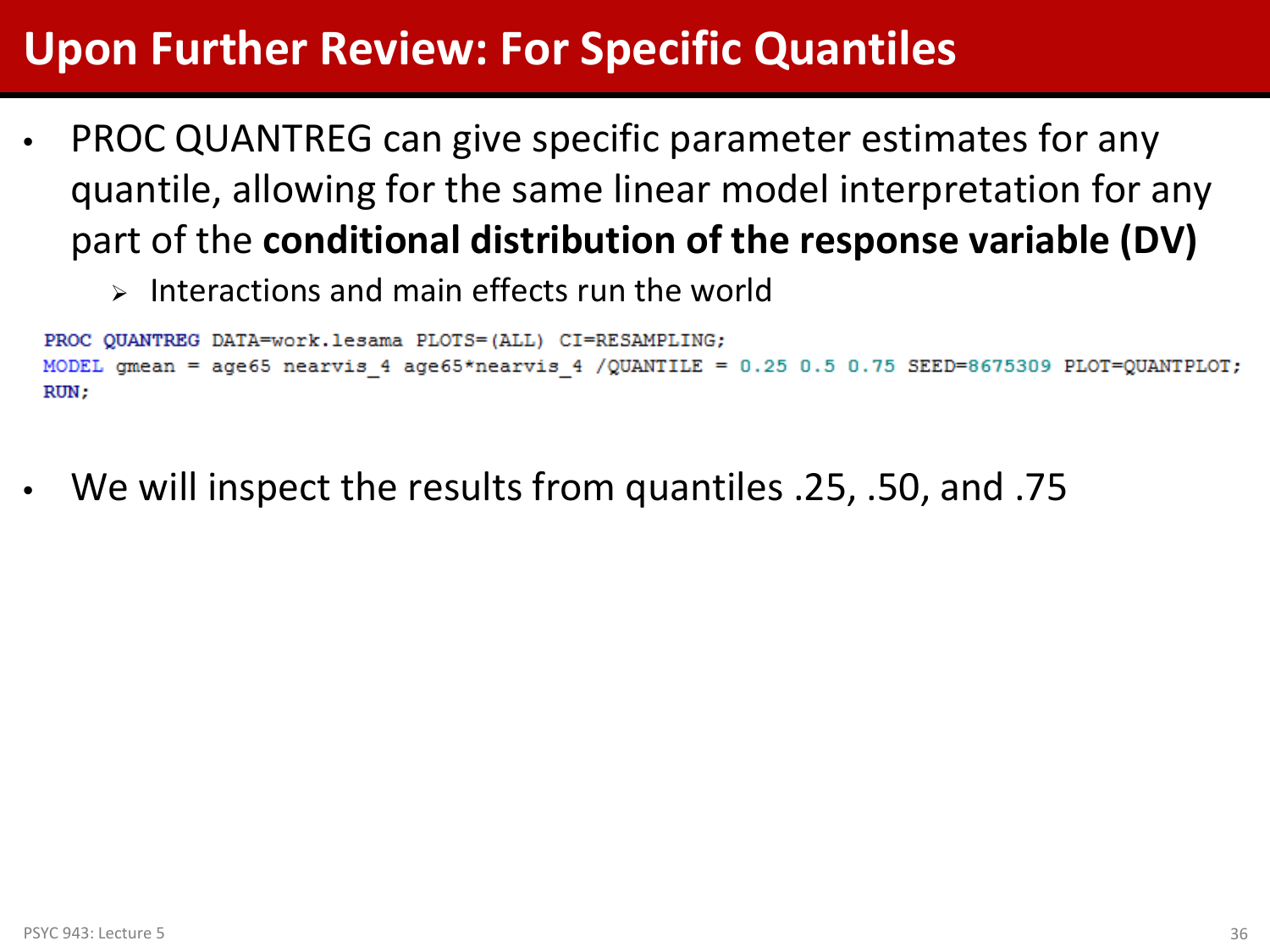# Upon Further Review: For Specific Quantiles

- PROC QUANTREG can give specific parameter estimates for any quantile, allowing for the same linear model interpretation for any part of the **conditional distribution of the response variable (DV)**
  - Interactions and main effects run the world

```
PROC QUANTREG DATA=work.lesama PLOTS=(ALL) CI=RESAMPLING;
MODEL gmean = age65 nearvis_4 age65*nearvis_4 /QUANTILE = 0.25 0.5 0.75 SEED=8675309 PLOT=QUANTPLOT;
RUN;
```

- We will inspect the results from quantiles .25, .50, and .75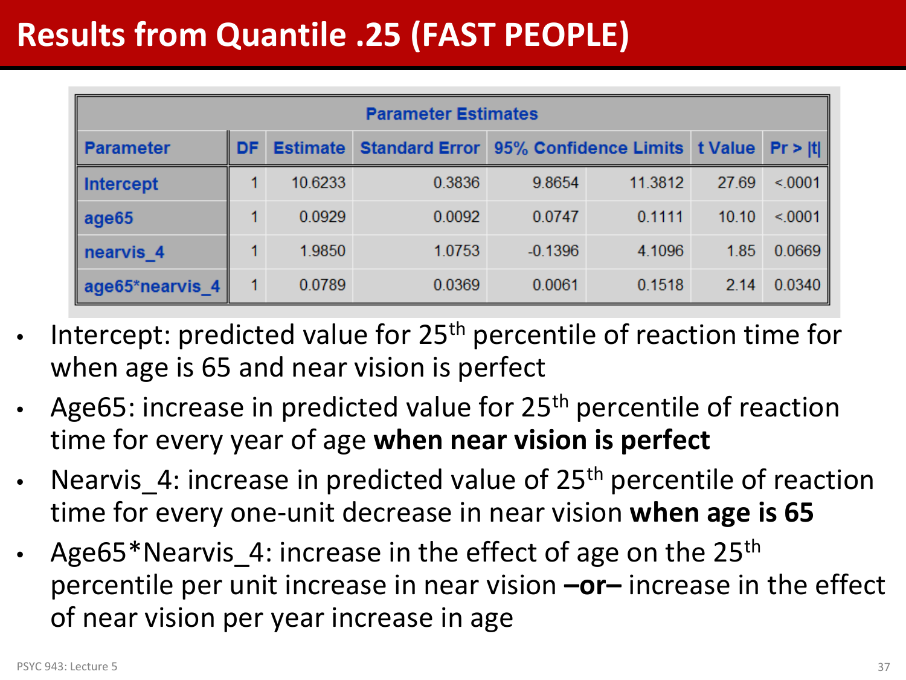# Results from Quantile .25 (FAST PEOPLE)

| Parameter Estimates | | | | | | | |
|---|---|---|---|---|---|---|---|
| **Parameter** | **DF** | **Estimate** | **Standard Error** | **95% Confidence Limits** | | **t Value** | **Pr > \|t\|** |
| Intercept | 1 | 10.6233 | 0.3836 | 9.8654 | 11.3812 | 27.69 | <.0001 |
| age65 | 1 | 0.0929 | 0.0092 | 0.0747 | 0.1111 | 10.10 | <.0001 |
| nearvis_4 | 1 | 1.9850 | 1.0753 | -0.1396 | 4.1096 | 1.85 | 0.0669 |
| age65*nearvis_4 | 1 | 0.0789 | 0.0369 | 0.0061 | 0.1518 | 2.14 | 0.0340 |

- Intercept: predicted value for 25th percentile of reaction time for when age is 65 and near vision is perfect
- Age65: increase in predicted value for 25th percentile of reaction time for every year of age **when near vision is perfect**
- Nearvis_4: increase in predicted value of 25th percentile of reaction time for every one-unit decrease in near vision **when age is 65**
- Age65*Nearvis_4: increase in the effect of age on the 25th percentile per unit increase in near vision **–or–** increase in the effect of near vision per year increase in age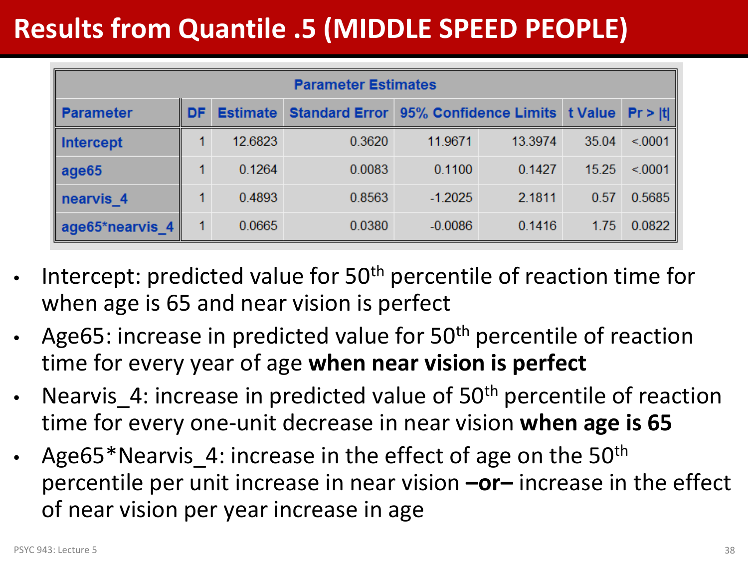# Results from Quantile .5 (MIDDLE SPEED PEOPLE)

| Parameter Estimates | | | | | | | |
|---|---|---|---|---|---|---|---|
| Parameter | DF | Estimate | Standard Error | 95% Confidence Limits | | t Value | Pr > \|t\| |
| Intercept | 1 | 12.6823 | 0.3620 | 11.9671 | 13.3974 | 35.04 | <.0001 |
| age65 | 1 | 0.1264 | 0.0083 | 0.1100 | 0.1427 | 15.25 | <.0001 |
| nearvis_4 | 1 | 0.4893 | 0.8563 | -1.2025 | 2.1811 | 0.57 | 0.5685 |
| age65*nearvis_4 | 1 | 0.0665 | 0.0380 | -0.0086 | 0.1416 | 1.75 | 0.0822 |

- Intercept: predicted value for 50th percentile of reaction time for when age is 65 and near vision is perfect
- Age65: increase in predicted value for 50th percentile of reaction time for every year of age **when near vision is perfect**
- Nearvis_4: increase in predicted value of 50th percentile of reaction time for every one-unit decrease in near vision **when age is 65**
- Age65*Nearvis_4: increase in the effect of age on the 50th percentile per unit increase in near vision **–or–** increase in the effect of near vision per year increase in age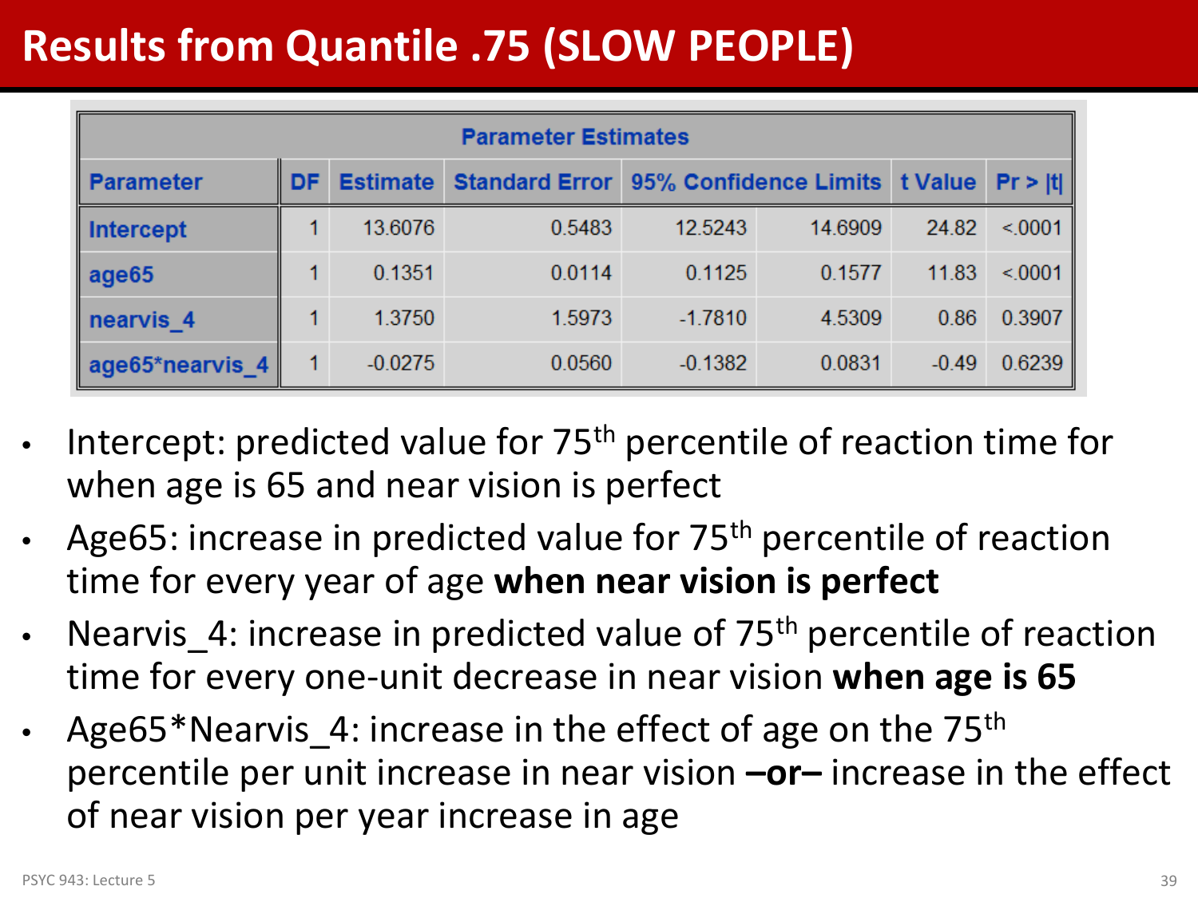# Results from Quantile .75 (SLOW PEOPLE)

| Parameter Estimates | | | | | | | |
|---|---|---|---|---|---|---|---|
| Parameter | DF | Estimate | Standard Error | 95% Confidence Limits | | t Value | Pr > \|t\| |
| Intercept | 1 | 13.6076 | 0.5483 | 12.5243 | 14.6909 | 24.82 | <.0001 |
| age65 | 1 | 0.1351 | 0.0114 | 0.1125 | 0.1577 | 11.83 | <.0001 |
| nearvis_4 | 1 | 1.3750 | 1.5973 | -1.7810 | 4.5309 | 0.86 | 0.3907 |
| age65*nearvis_4 | 1 | -0.0275 | 0.0560 | -0.1382 | 0.0831 | -0.49 | 0.6239 |

- Intercept: predicted value for 75th percentile of reaction time for when age is 65 and near vision is perfect
- Age65: increase in predicted value for 75th percentile of reaction time for every year of age **when near vision is perfect**
- Nearvis_4: increase in predicted value of 75th percentile of reaction time for every one-unit decrease in near vision **when age is 65**
- Age65*Nearvis_4: increase in the effect of age on the 75th percentile per unit increase in near vision **–or–** increase in the effect of near vision per year increase in age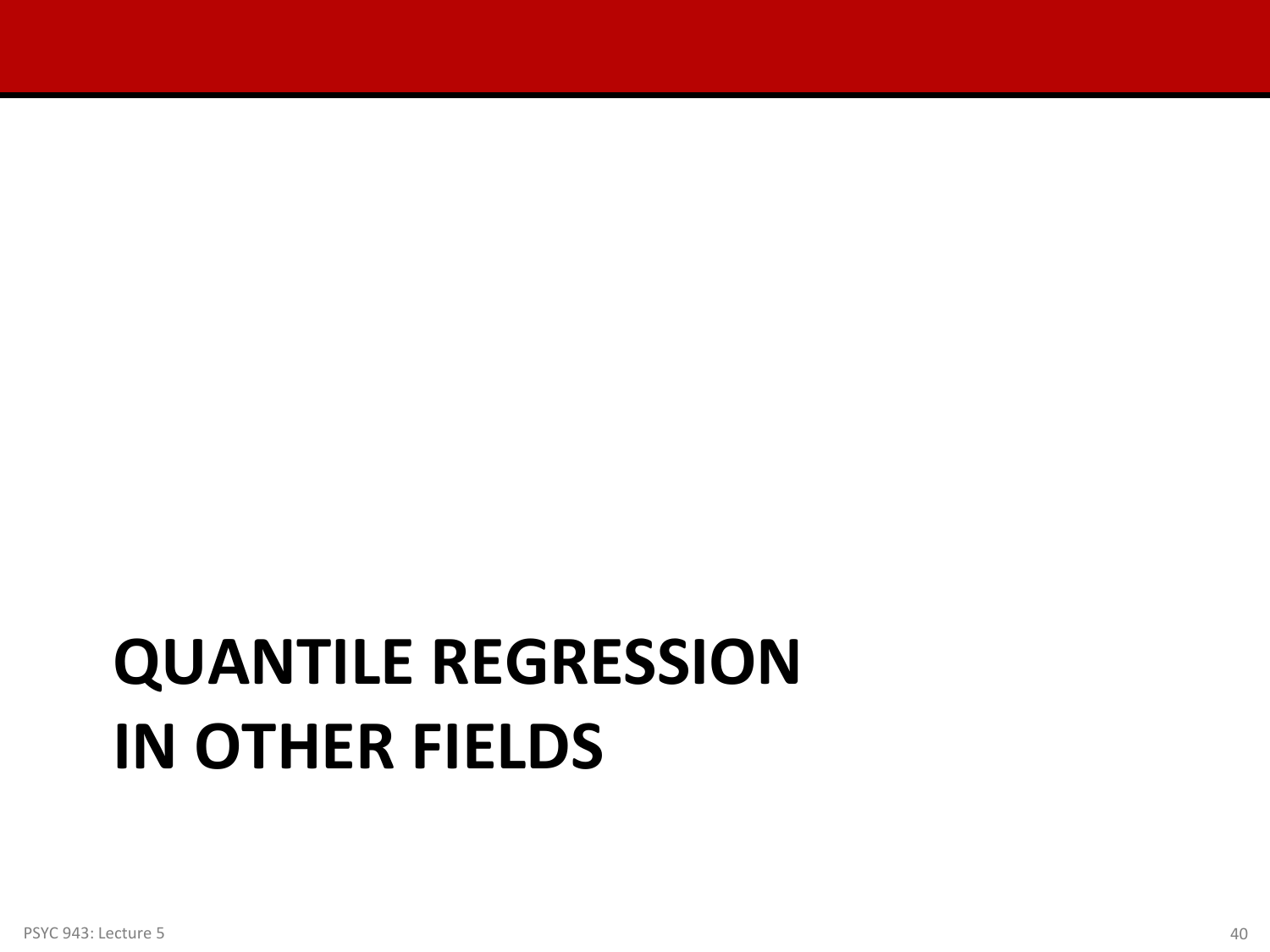# QUANTILE REGRESSION IN OTHER FIELDS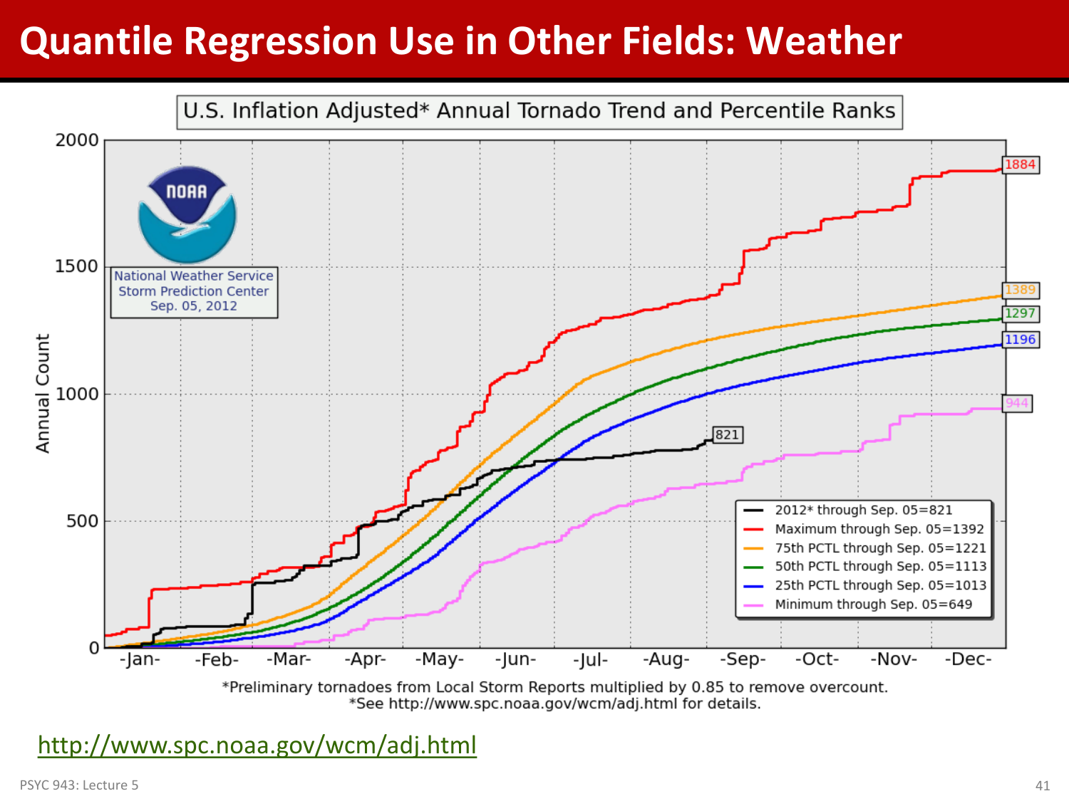# Quantile Regression Use in Other Fields: Weather

U.S. Inflation Adjusted* Annual Tornado Trend and Percentile Ranks

National Weather Service
Storm Prediction Center
Sep. 05, 2012

- 2012* through Sep. 05=821
- Maximum through Sep. 05=1392
- 75th PCTL through Sep. 05=1221
- 50th PCTL through Sep. 05=1113
- 25th PCTL through Sep. 05=1013
- Minimum through Sep. 05=649

*Preliminary tornadoes from Local Storm Reports multiplied by 0.85 to remove overcount.
*See http://www.spc.noaa.gov/wcm/adj.html for details.

http://www.spc.noaa.gov/wcm/adj.html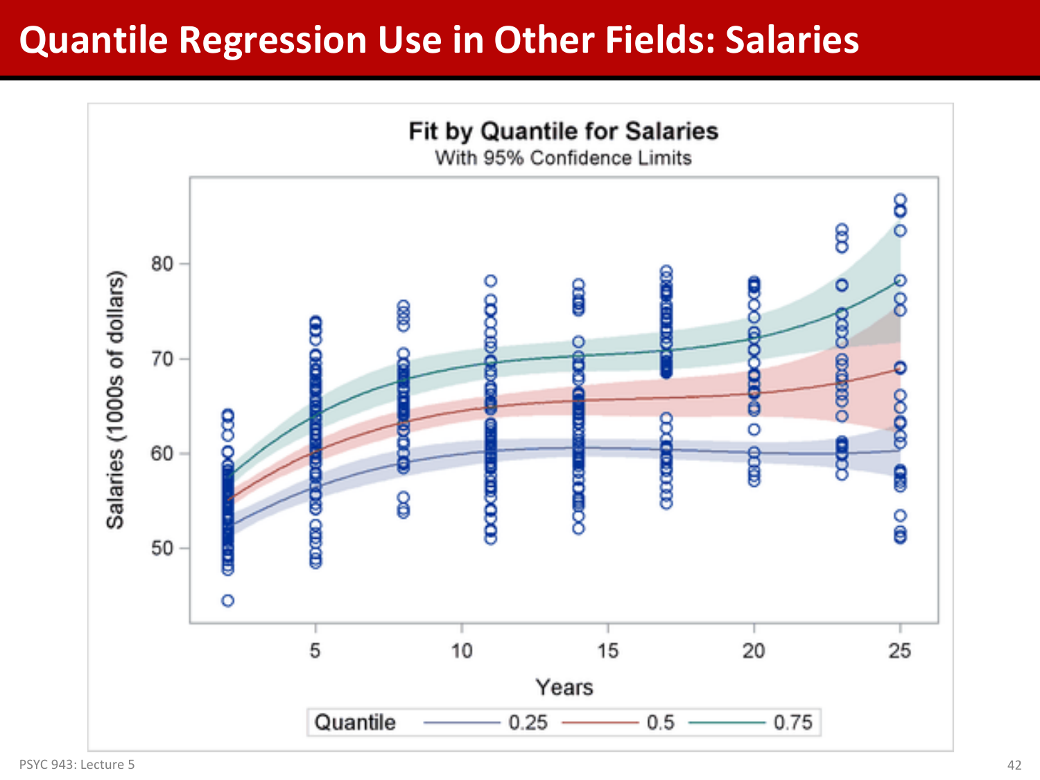# Quantile Regression Use in Other Fields: Salaries

**Fit by Quantile for Salaries**

With 95% Confidence Limits

Salaries (1000s of dollars)

Years

Quantile — 0.25 — 0.5 — 0.75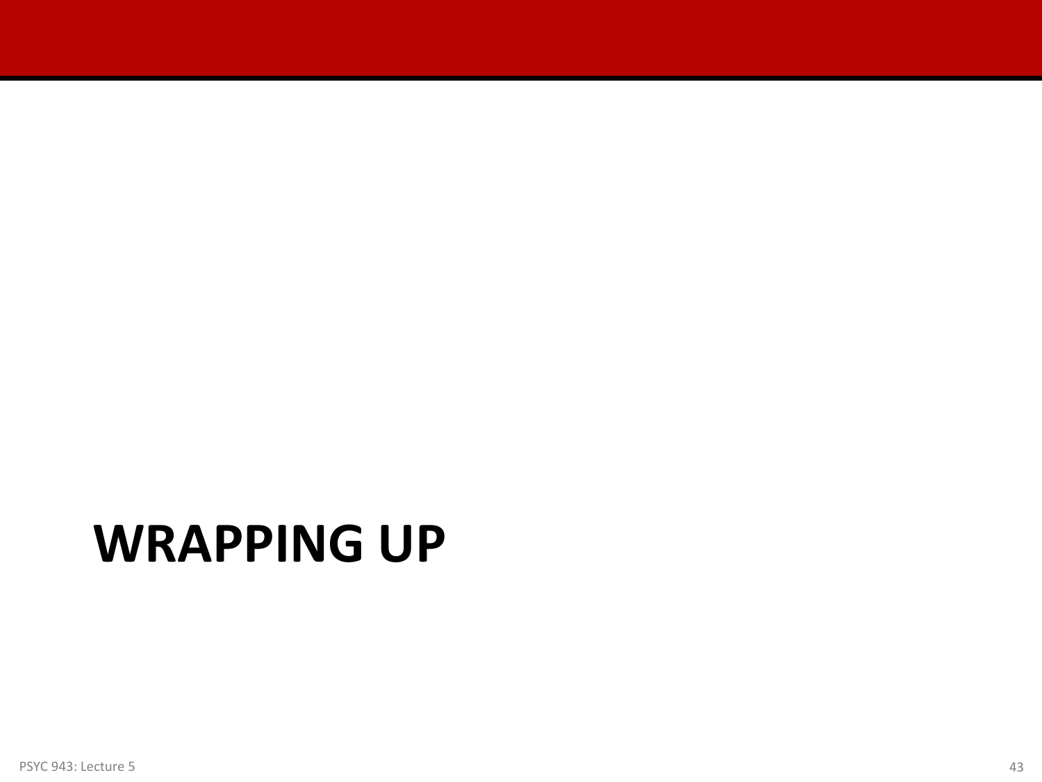# WRAPPING UP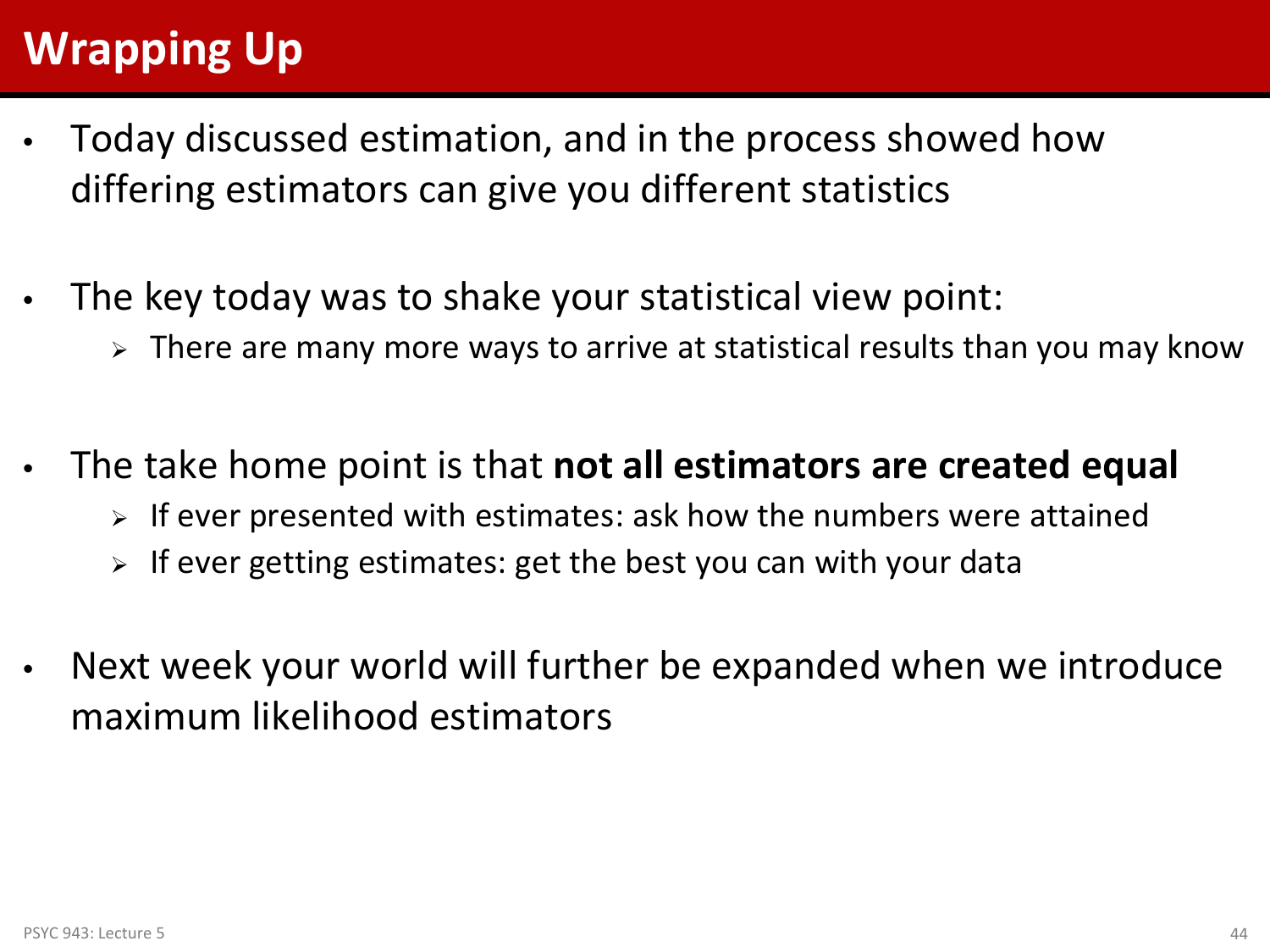# Wrapping Up

- Today discussed estimation, and in the process showed how differing estimators can give you different statistics

- The key today was to shake your statistical view point:
  - There are many more ways to arrive at statistical results than you may know

- The take home point is that **not all estimators are created equal**
  - If ever presented with estimates: ask how the numbers were attained
  - If ever getting estimates: get the best you can with your data

- Next week your world will further be expanded when we introduce maximum likelihood estimators